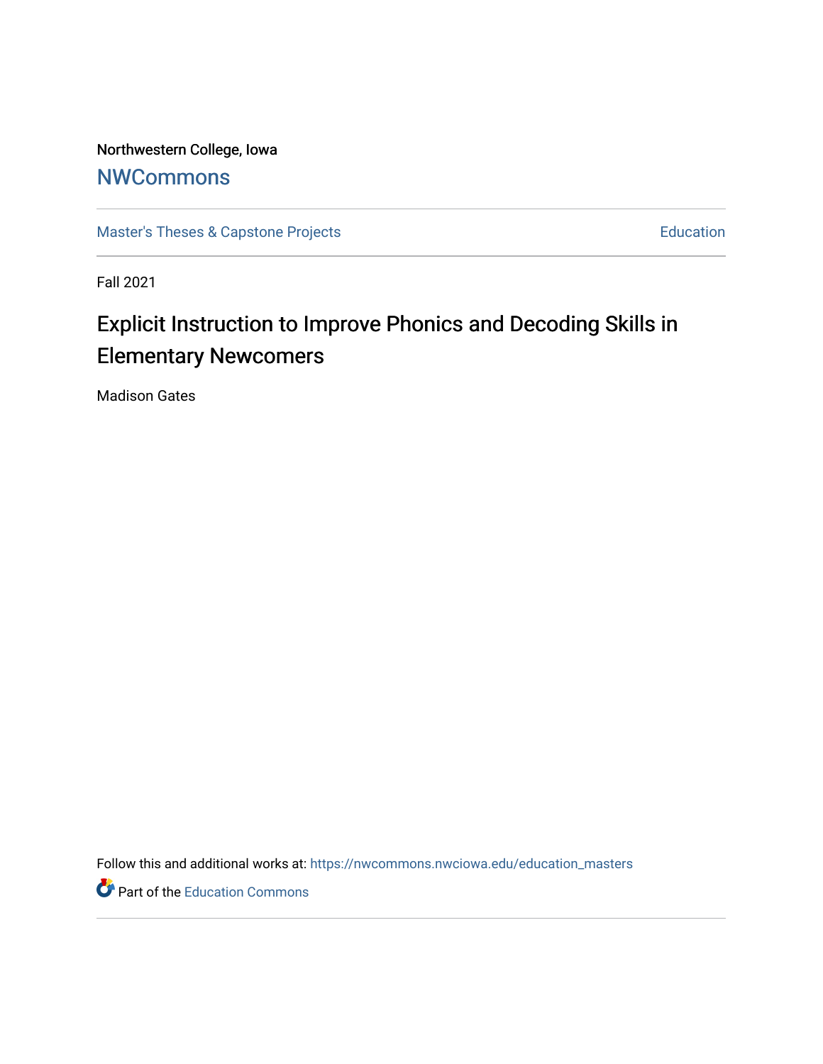Northwestern College, Iowa

# NWCommons

Master's Theses & Capstone Projects

Education

Fall 2021

# Explicit Instruction to Improve Phonics and Decoding Skills in Elementary Newcomers

Madison Gates

Follow this and additional works at: https://nwcommons.nwciowa.edu/education_masters

Part of the Education Commons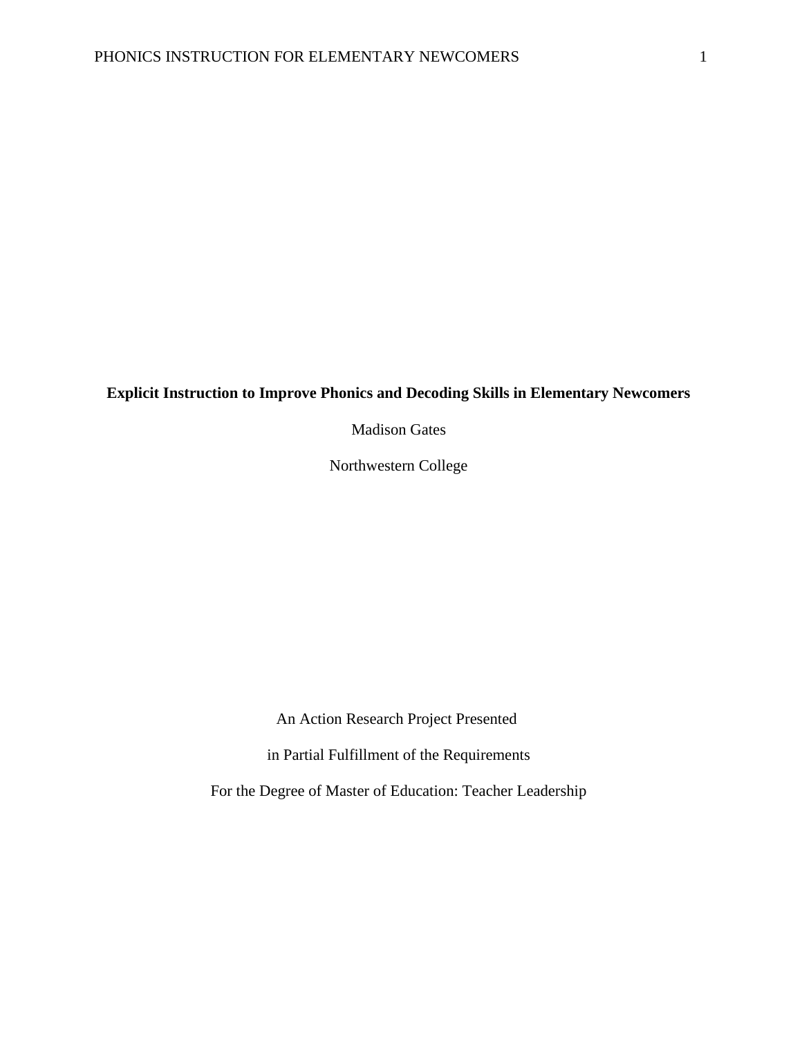**Explicit Instruction to Improve Phonics and Decoding Skills in Elementary Newcomers**

Madison Gates

Northwestern College

An Action Research Project Presented

in Partial Fulfillment of the Requirements

For the Degree of Master of Education: Teacher Leadership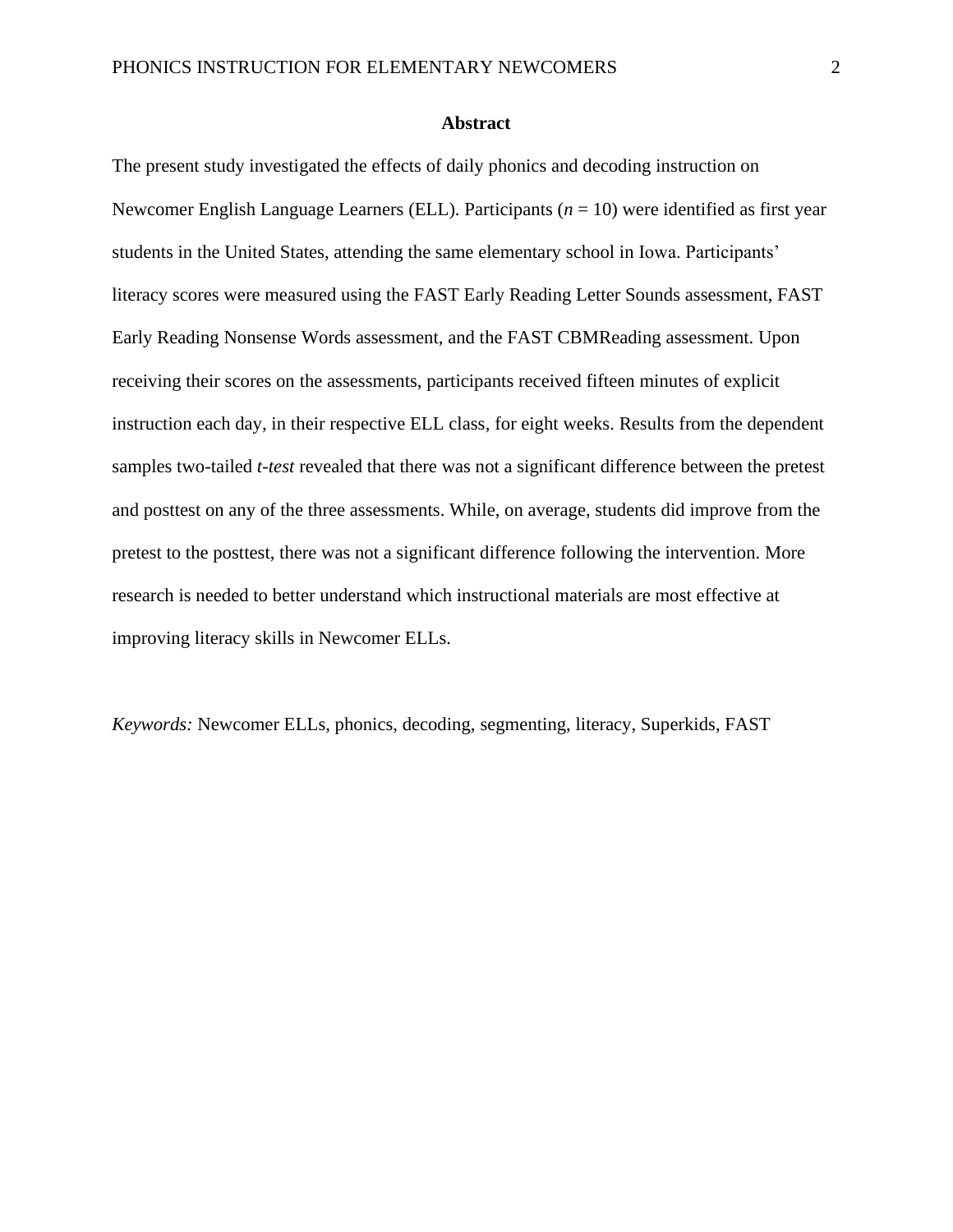# Abstract

The present study investigated the effects of daily phonics and decoding instruction on Newcomer English Language Learners (ELL). Participants ($n$ = 10) were identified as first year students in the United States, attending the same elementary school in Iowa. Participants' literacy scores were measured using the FAST Early Reading Letter Sounds assessment, FAST Early Reading Nonsense Words assessment, and the FAST CBMReading assessment. Upon receiving their scores on the assessments, participants received fifteen minutes of explicit instruction each day, in their respective ELL class, for eight weeks. Results from the dependent samples two-tailed *t-test* revealed that there was not a significant difference between the pretest and posttest on any of the three assessments. While, on average, students did improve from the pretest to the posttest, there was not a significant difference following the intervention. More research is needed to better understand which instructional materials are most effective at improving literacy skills in Newcomer ELLs.

*Keywords:* Newcomer ELLs, phonics, decoding, segmenting, literacy, Superkids, FAST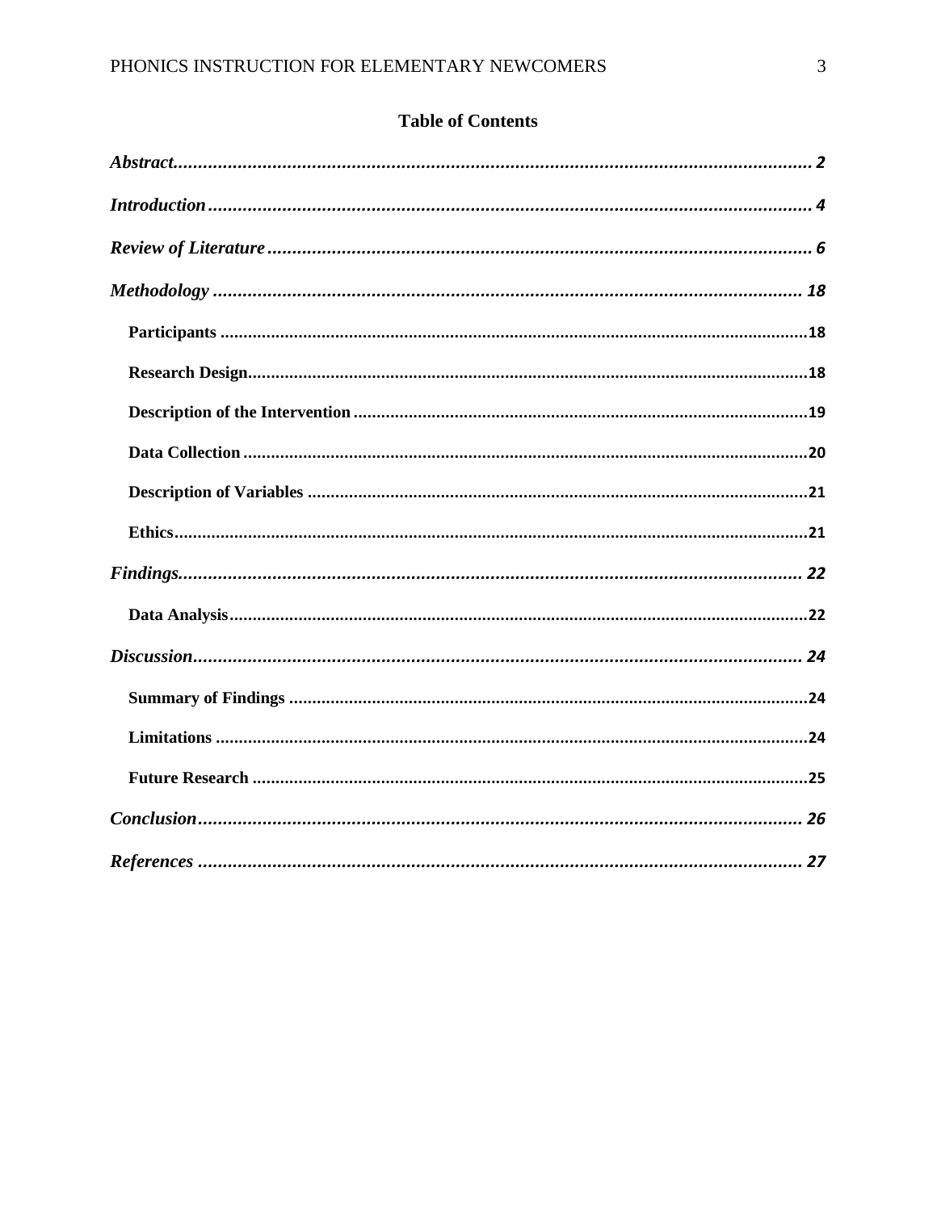## Table of Contents

*Abstract* ......................................................................................................................... 2

*Introduction* ................................................................................................................... 4

*Review of Literature* ..................................................................................................... 6

*Methodology* ................................................................................................................. 18

**Participants** .................................................................................................................18

**Research Design** ..........................................................................................................18

**Description of the Intervention** ....................................................................................19

**Data Collection** .............................................................................................................20

**Description of Variables** ...............................................................................................21

**Ethics** ...........................................................................................................................21

*Findings* ........................................................................................................................ 22

**Data Analysis** ................................................................................................................22

*Discussion* ..................................................................................................................... 24

**Summary of Findings** ...................................................................................................24

**Limitations** ...................................................................................................................24

**Future Research** ...........................................................................................................25

*Conclusion* ..................................................................................................................... 26

*References* ..................................................................................................................... 27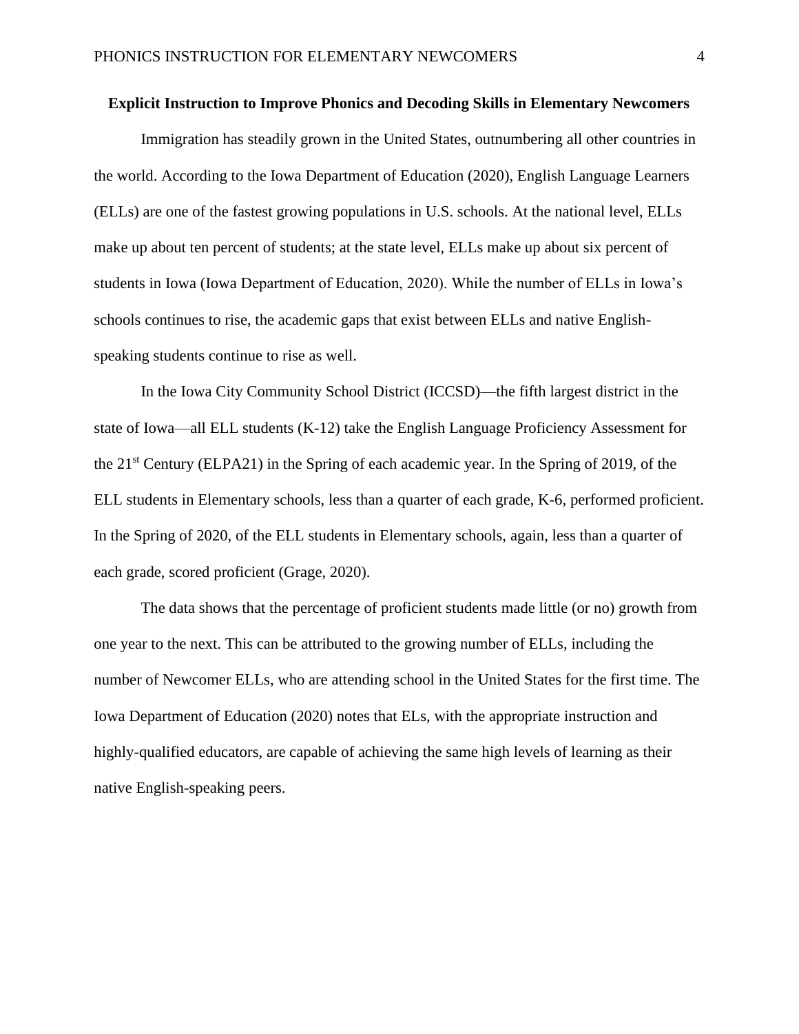## Explicit Instruction to Improve Phonics and Decoding Skills in Elementary Newcomers

Immigration has steadily grown in the United States, outnumbering all other countries in the world. According to the Iowa Department of Education (2020), English Language Learners (ELLs) are one of the fastest growing populations in U.S. schools. At the national level, ELLs make up about ten percent of students; at the state level, ELLs make up about six percent of students in Iowa (Iowa Department of Education, 2020). While the number of ELLs in Iowa's schools continues to rise, the academic gaps that exist between ELLs and native English-speaking students continue to rise as well.

In the Iowa City Community School District (ICCSD)—the fifth largest district in the state of Iowa—all ELL students (K-12) take the English Language Proficiency Assessment for the 21st Century (ELPA21) in the Spring of each academic year. In the Spring of 2019, of the ELL students in Elementary schools, less than a quarter of each grade, K-6, performed proficient. In the Spring of 2020, of the ELL students in Elementary schools, again, less than a quarter of each grade, scored proficient (Grage, 2020).

The data shows that the percentage of proficient students made little (or no) growth from one year to the next. This can be attributed to the growing number of ELLs, including the number of Newcomer ELLs, who are attending school in the United States for the first time. The Iowa Department of Education (2020) notes that ELs, with the appropriate instruction and highly-qualified educators, are capable of achieving the same high levels of learning as their native English-speaking peers.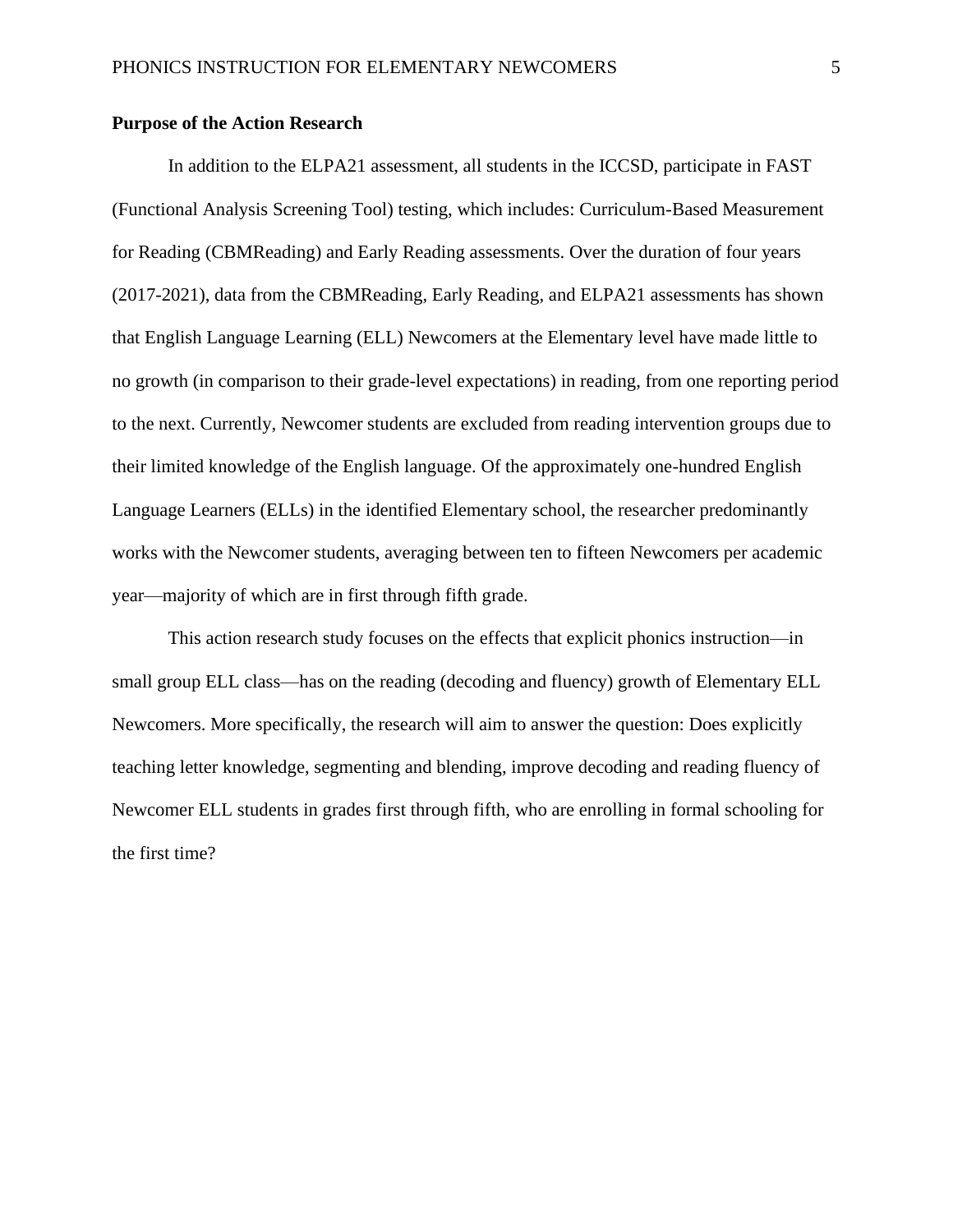**Purpose of the Action Research**

In addition to the ELPA21 assessment, all students in the ICCSD, participate in FAST (Functional Analysis Screening Tool) testing, which includes: Curriculum-Based Measurement for Reading (CBMReading) and Early Reading assessments. Over the duration of four years (2017-2021), data from the CBMReading, Early Reading, and ELPA21 assessments has shown that English Language Learning (ELL) Newcomers at the Elementary level have made little to no growth (in comparison to their grade-level expectations) in reading, from one reporting period to the next. Currently, Newcomer students are excluded from reading intervention groups due to their limited knowledge of the English language. Of the approximately one-hundred English Language Learners (ELLs) in the identified Elementary school, the researcher predominantly works with the Newcomer students, averaging between ten to fifteen Newcomers per academic year—majority of which are in first through fifth grade.

This action research study focuses on the effects that explicit phonics instruction—in small group ELL class—has on the reading (decoding and fluency) growth of Elementary ELL Newcomers. More specifically, the research will aim to answer the question: Does explicitly teaching letter knowledge, segmenting and blending, improve decoding and reading fluency of Newcomer ELL students in grades first through fifth, who are enrolling in formal schooling for the first time?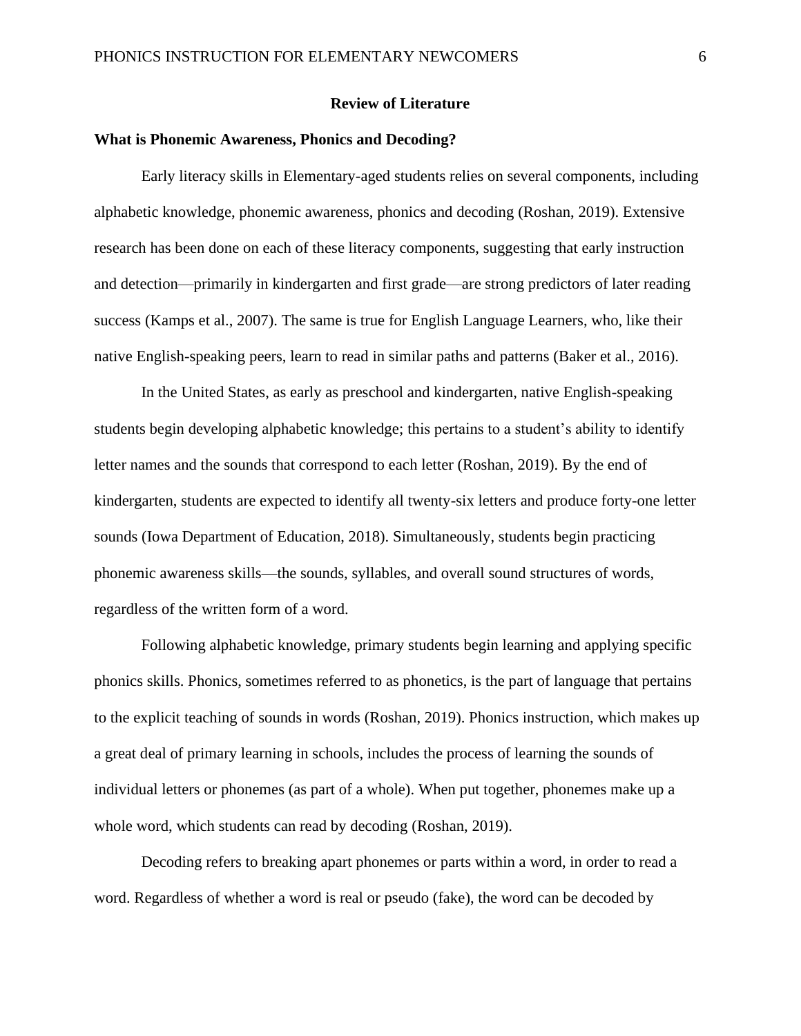## Review of Literature

### What is Phonemic Awareness, Phonics and Decoding?

Early literacy skills in Elementary-aged students relies on several components, including alphabetic knowledge, phonemic awareness, phonics and decoding (Roshan, 2019). Extensive research has been done on each of these literacy components, suggesting that early instruction and detection—primarily in kindergarten and first grade—are strong predictors of later reading success (Kamps et al., 2007). The same is true for English Language Learners, who, like their native English-speaking peers, learn to read in similar paths and patterns (Baker et al., 2016).

In the United States, as early as preschool and kindergarten, native English-speaking students begin developing alphabetic knowledge; this pertains to a student's ability to identify letter names and the sounds that correspond to each letter (Roshan, 2019). By the end of kindergarten, students are expected to identify all twenty-six letters and produce forty-one letter sounds (Iowa Department of Education, 2018). Simultaneously, students begin practicing phonemic awareness skills—the sounds, syllables, and overall sound structures of words, regardless of the written form of a word.

Following alphabetic knowledge, primary students begin learning and applying specific phonics skills. Phonics, sometimes referred to as phonetics, is the part of language that pertains to the explicit teaching of sounds in words (Roshan, 2019). Phonics instruction, which makes up a great deal of primary learning in schools, includes the process of learning the sounds of individual letters or phonemes (as part of a whole). When put together, phonemes make up a whole word, which students can read by decoding (Roshan, 2019).

Decoding refers to breaking apart phonemes or parts within a word, in order to read a word. Regardless of whether a word is real or pseudo (fake), the word can be decoded by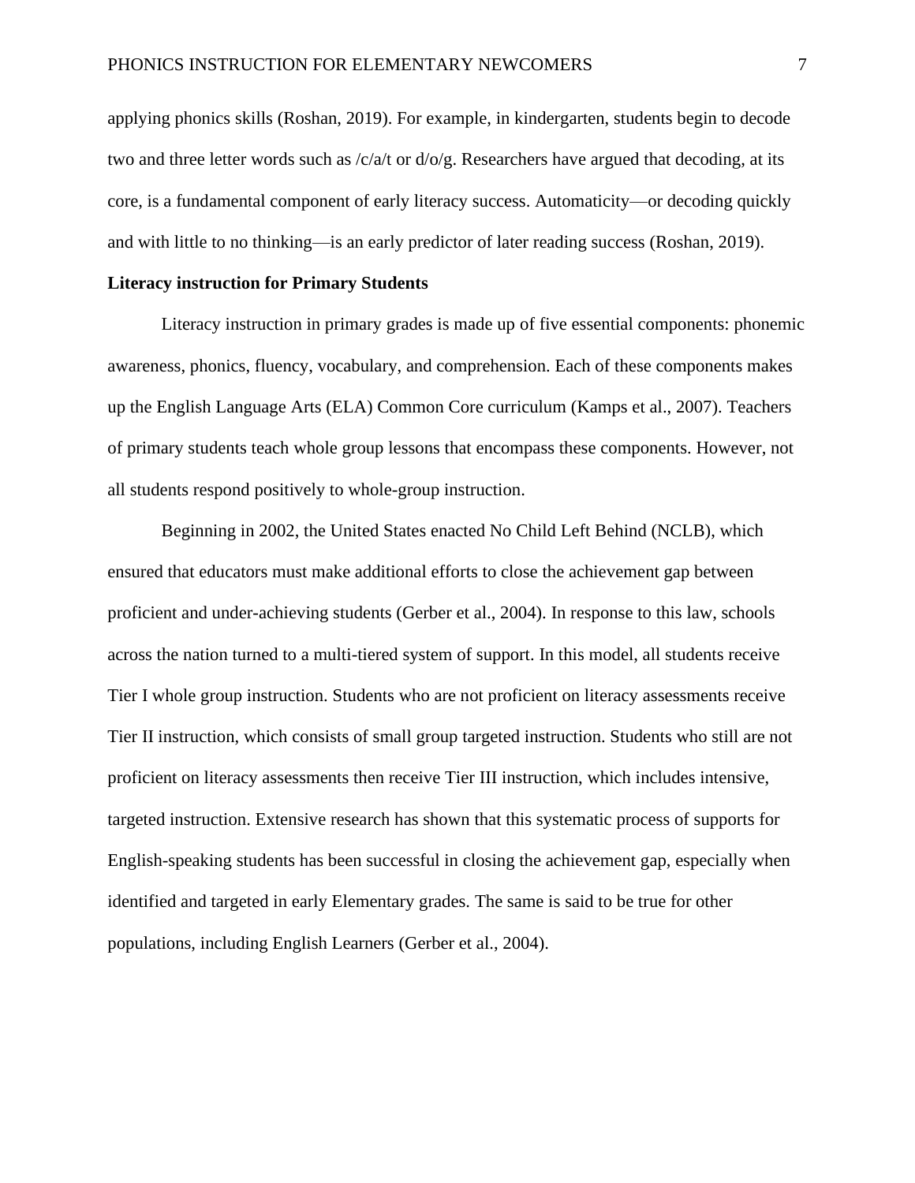applying phonics skills (Roshan, 2019). For example, in kindergarten, students begin to decode two and three letter words such as /c/a/t or d/o/g. Researchers have argued that decoding, at its core, is a fundamental component of early literacy success. Automaticity—or decoding quickly and with little to no thinking—is an early predictor of later reading success (Roshan, 2019).

**Literacy instruction for Primary Students**

Literacy instruction in primary grades is made up of five essential components: phonemic awareness, phonics, fluency, vocabulary, and comprehension. Each of these components makes up the English Language Arts (ELA) Common Core curriculum (Kamps et al., 2007). Teachers of primary students teach whole group lessons that encompass these components. However, not all students respond positively to whole-group instruction.

Beginning in 2002, the United States enacted No Child Left Behind (NCLB), which ensured that educators must make additional efforts to close the achievement gap between proficient and under-achieving students (Gerber et al., 2004). In response to this law, schools across the nation turned to a multi-tiered system of support. In this model, all students receive Tier I whole group instruction. Students who are not proficient on literacy assessments receive Tier II instruction, which consists of small group targeted instruction. Students who still are not proficient on literacy assessments then receive Tier III instruction, which includes intensive, targeted instruction. Extensive research has shown that this systematic process of supports for English-speaking students has been successful in closing the achievement gap, especially when identified and targeted in early Elementary grades. The same is said to be true for other populations, including English Learners (Gerber et al., 2004).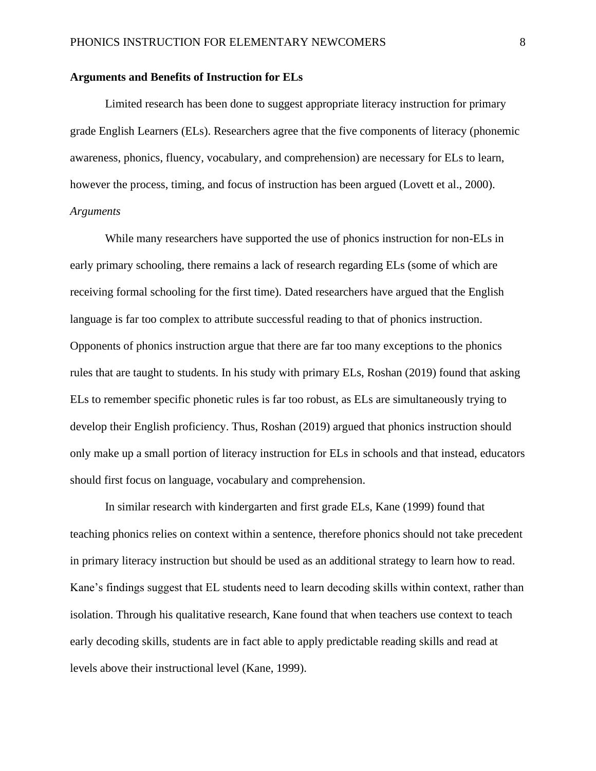**Arguments and Benefits of Instruction for ELs**

Limited research has been done to suggest appropriate literacy instruction for primary grade English Learners (ELs). Researchers agree that the five components of literacy (phonemic awareness, phonics, fluency, vocabulary, and comprehension) are necessary for ELs to learn, however the process, timing, and focus of instruction has been argued (Lovett et al., 2000).

*Arguments*

While many researchers have supported the use of phonics instruction for non-ELs in early primary schooling, there remains a lack of research regarding ELs (some of which are receiving formal schooling for the first time). Dated researchers have argued that the English language is far too complex to attribute successful reading to that of phonics instruction. Opponents of phonics instruction argue that there are far too many exceptions to the phonics rules that are taught to students. In his study with primary ELs, Roshan (2019) found that asking ELs to remember specific phonetic rules is far too robust, as ELs are simultaneously trying to develop their English proficiency. Thus, Roshan (2019) argued that phonics instruction should only make up a small portion of literacy instruction for ELs in schools and that instead, educators should first focus on language, vocabulary and comprehension.

In similar research with kindergarten and first grade ELs, Kane (1999) found that teaching phonics relies on context within a sentence, therefore phonics should not take precedent in primary literacy instruction but should be used as an additional strategy to learn how to read. Kane's findings suggest that EL students need to learn decoding skills within context, rather than isolation. Through his qualitative research, Kane found that when teachers use context to teach early decoding skills, students are in fact able to apply predictable reading skills and read at levels above their instructional level (Kane, 1999).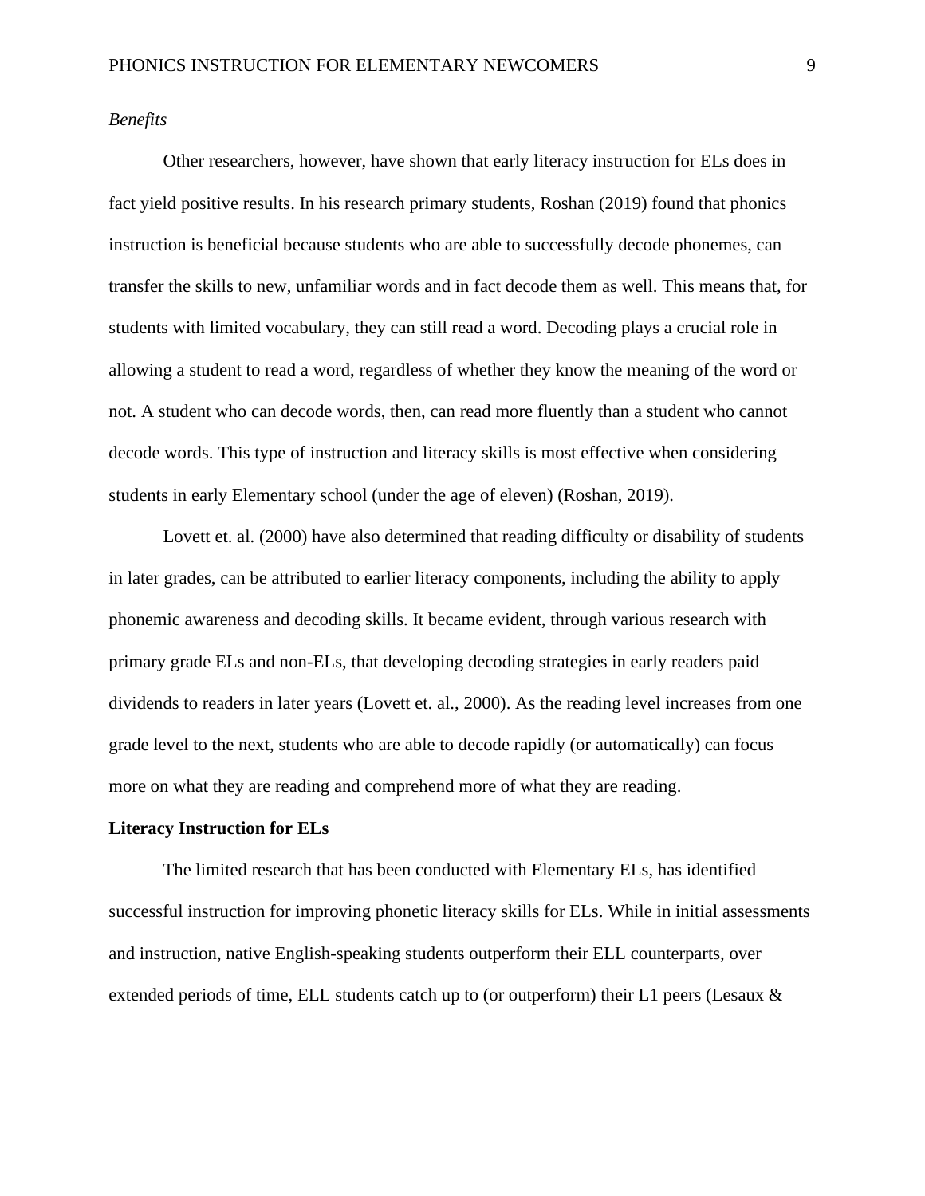*Benefits*

Other researchers, however, have shown that early literacy instruction for ELs does in fact yield positive results. In his research primary students, Roshan (2019) found that phonics instruction is beneficial because students who are able to successfully decode phonemes, can transfer the skills to new, unfamiliar words and in fact decode them as well. This means that, for students with limited vocabulary, they can still read a word. Decoding plays a crucial role in allowing a student to read a word, regardless of whether they know the meaning of the word or not. A student who can decode words, then, can read more fluently than a student who cannot decode words. This type of instruction and literacy skills is most effective when considering students in early Elementary school (under the age of eleven) (Roshan, 2019).

Lovett et. al. (2000) have also determined that reading difficulty or disability of students in later grades, can be attributed to earlier literacy components, including the ability to apply phonemic awareness and decoding skills. It became evident, through various research with primary grade ELs and non-ELs, that developing decoding strategies in early readers paid dividends to readers in later years (Lovett et. al., 2000). As the reading level increases from one grade level to the next, students who are able to decode rapidly (or automatically) can focus more on what they are reading and comprehend more of what they are reading.

**Literacy Instruction for ELs**

The limited research that has been conducted with Elementary ELs, has identified successful instruction for improving phonetic literacy skills for ELs. While in initial assessments and instruction, native English-speaking students outperform their ELL counterparts, over extended periods of time, ELL students catch up to (or outperform) their L1 peers (Lesaux &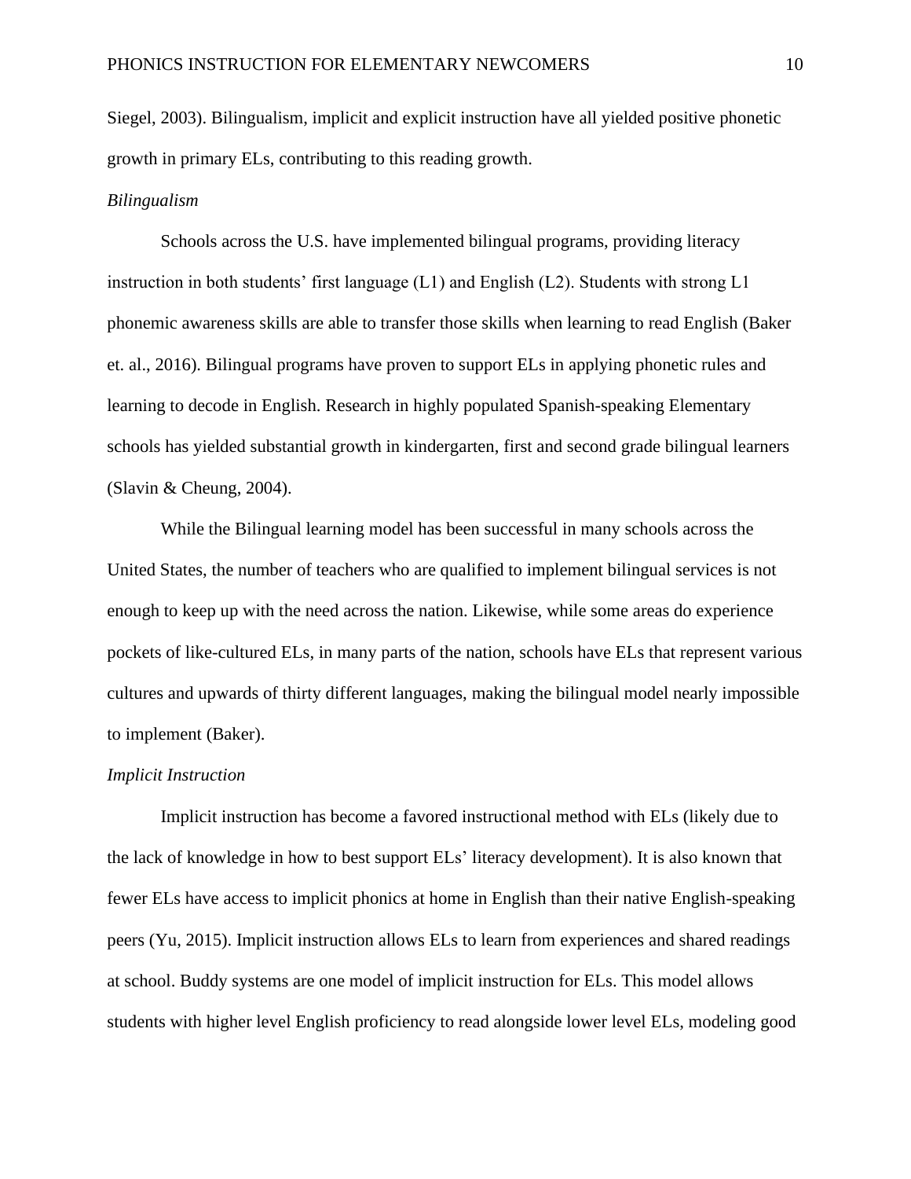Siegel, 2003). Bilingualism, implicit and explicit instruction have all yielded positive phonetic growth in primary ELs, contributing to this reading growth.

### *Bilingualism*

Schools across the U.S. have implemented bilingual programs, providing literacy instruction in both students' first language (L1) and English (L2). Students with strong L1 phonemic awareness skills are able to transfer those skills when learning to read English (Baker et. al., 2016). Bilingual programs have proven to support ELs in applying phonetic rules and learning to decode in English. Research in highly populated Spanish-speaking Elementary schools has yielded substantial growth in kindergarten, first and second grade bilingual learners (Slavin & Cheung, 2004).

While the Bilingual learning model has been successful in many schools across the United States, the number of teachers who are qualified to implement bilingual services is not enough to keep up with the need across the nation. Likewise, while some areas do experience pockets of like-cultured ELs, in many parts of the nation, schools have ELs that represent various cultures and upwards of thirty different languages, making the bilingual model nearly impossible to implement (Baker).

### *Implicit Instruction*

Implicit instruction has become a favored instructional method with ELs (likely due to the lack of knowledge in how to best support ELs' literacy development). It is also known that fewer ELs have access to implicit phonics at home in English than their native English-speaking peers (Yu, 2015). Implicit instruction allows ELs to learn from experiences and shared readings at school. Buddy systems are one model of implicit instruction for ELs. This model allows students with higher level English proficiency to read alongside lower level ELs, modeling good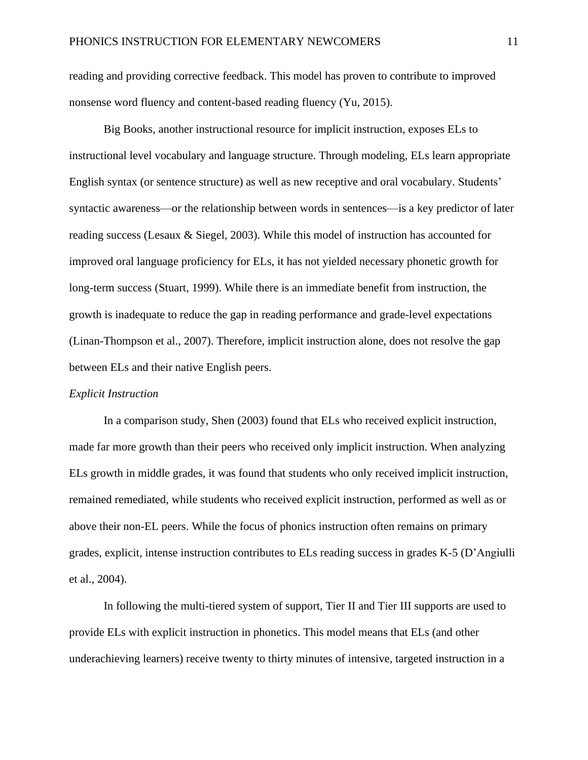reading and providing corrective feedback. This model has proven to contribute to improved nonsense word fluency and content-based reading fluency (Yu, 2015).

Big Books, another instructional resource for implicit instruction, exposes ELs to instructional level vocabulary and language structure. Through modeling, ELs learn appropriate English syntax (or sentence structure) as well as new receptive and oral vocabulary. Students' syntactic awareness—or the relationship between words in sentences—is a key predictor of later reading success (Lesaux & Siegel, 2003). While this model of instruction has accounted for improved oral language proficiency for ELs, it has not yielded necessary phonetic growth for long-term success (Stuart, 1999). While there is an immediate benefit from instruction, the growth is inadequate to reduce the gap in reading performance and grade-level expectations (Linan-Thompson et al., 2007). Therefore, implicit instruction alone, does not resolve the gap between ELs and their native English peers.

*Explicit Instruction*

In a comparison study, Shen (2003) found that ELs who received explicit instruction, made far more growth than their peers who received only implicit instruction. When analyzing ELs growth in middle grades, it was found that students who only received implicit instruction, remained remediated, while students who received explicit instruction, performed as well as or above their non-EL peers. While the focus of phonics instruction often remains on primary grades, explicit, intense instruction contributes to ELs reading success in grades K-5 (D'Angiulli et al., 2004).

In following the multi-tiered system of support, Tier II and Tier III supports are used to provide ELs with explicit instruction in phonetics. This model means that ELs (and other underachieving learners) receive twenty to thirty minutes of intensive, targeted instruction in a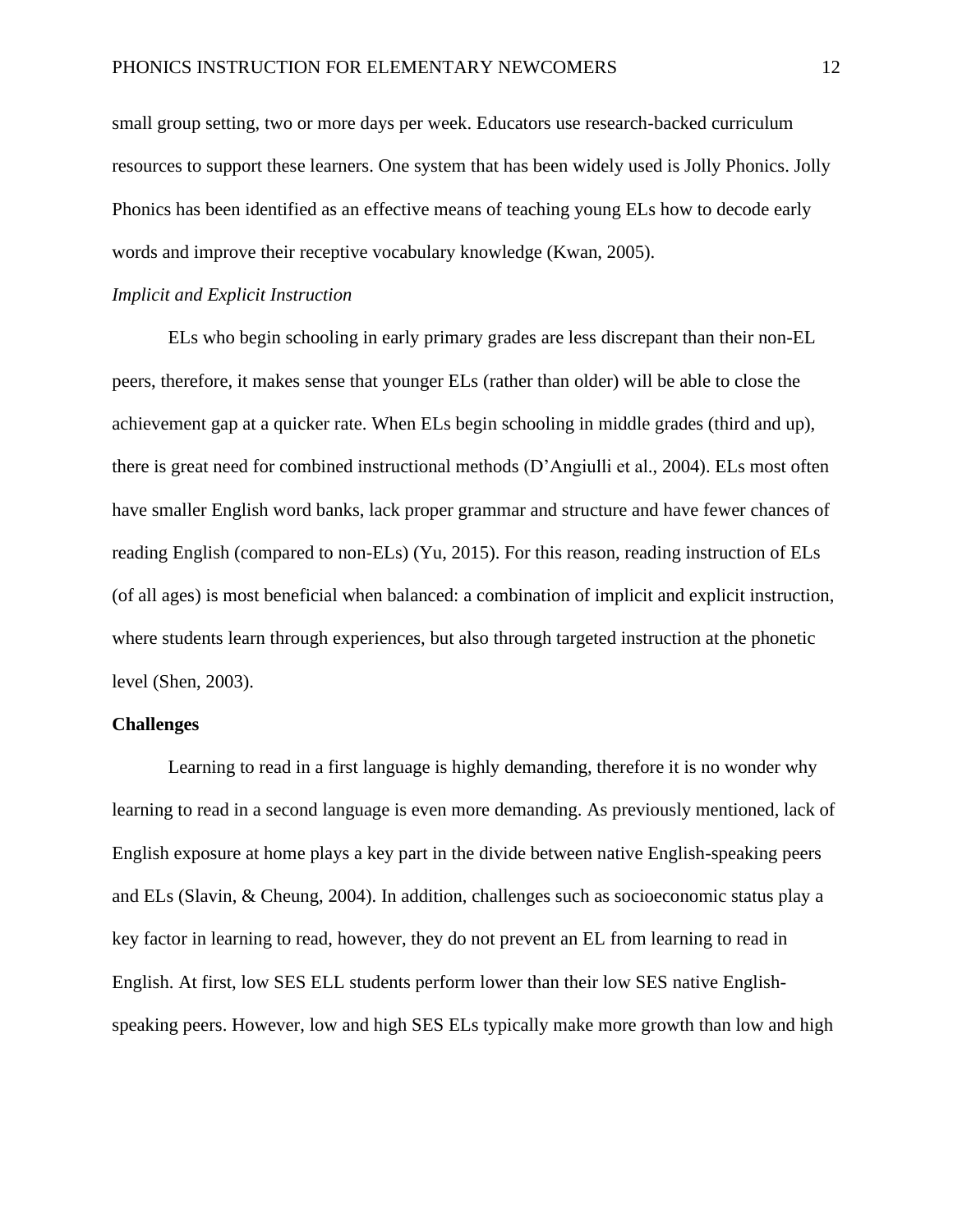small group setting, two or more days per week. Educators use research-backed curriculum resources to support these learners. One system that has been widely used is Jolly Phonics. Jolly Phonics has been identified as an effective means of teaching young ELs how to decode early words and improve their receptive vocabulary knowledge (Kwan, 2005).

### *Implicit and Explicit Instruction*

ELs who begin schooling in early primary grades are less discrepant than their non-EL peers, therefore, it makes sense that younger ELs (rather than older) will be able to close the achievement gap at a quicker rate. When ELs begin schooling in middle grades (third and up), there is great need for combined instructional methods (D'Angiulli et al., 2004). ELs most often have smaller English word banks, lack proper grammar and structure and have fewer chances of reading English (compared to non-ELs) (Yu, 2015). For this reason, reading instruction of ELs (of all ages) is most beneficial when balanced: a combination of implicit and explicit instruction, where students learn through experiences, but also through targeted instruction at the phonetic level (Shen, 2003).

## Challenges

Learning to read in a first language is highly demanding, therefore it is no wonder why learning to read in a second language is even more demanding. As previously mentioned, lack of English exposure at home plays a key part in the divide between native English-speaking peers and ELs (Slavin, & Cheung, 2004). In addition, challenges such as socioeconomic status play a key factor in learning to read, however, they do not prevent an EL from learning to read in English. At first, low SES ELL students perform lower than their low SES native English-speaking peers. However, low and high SES ELs typically make more growth than low and high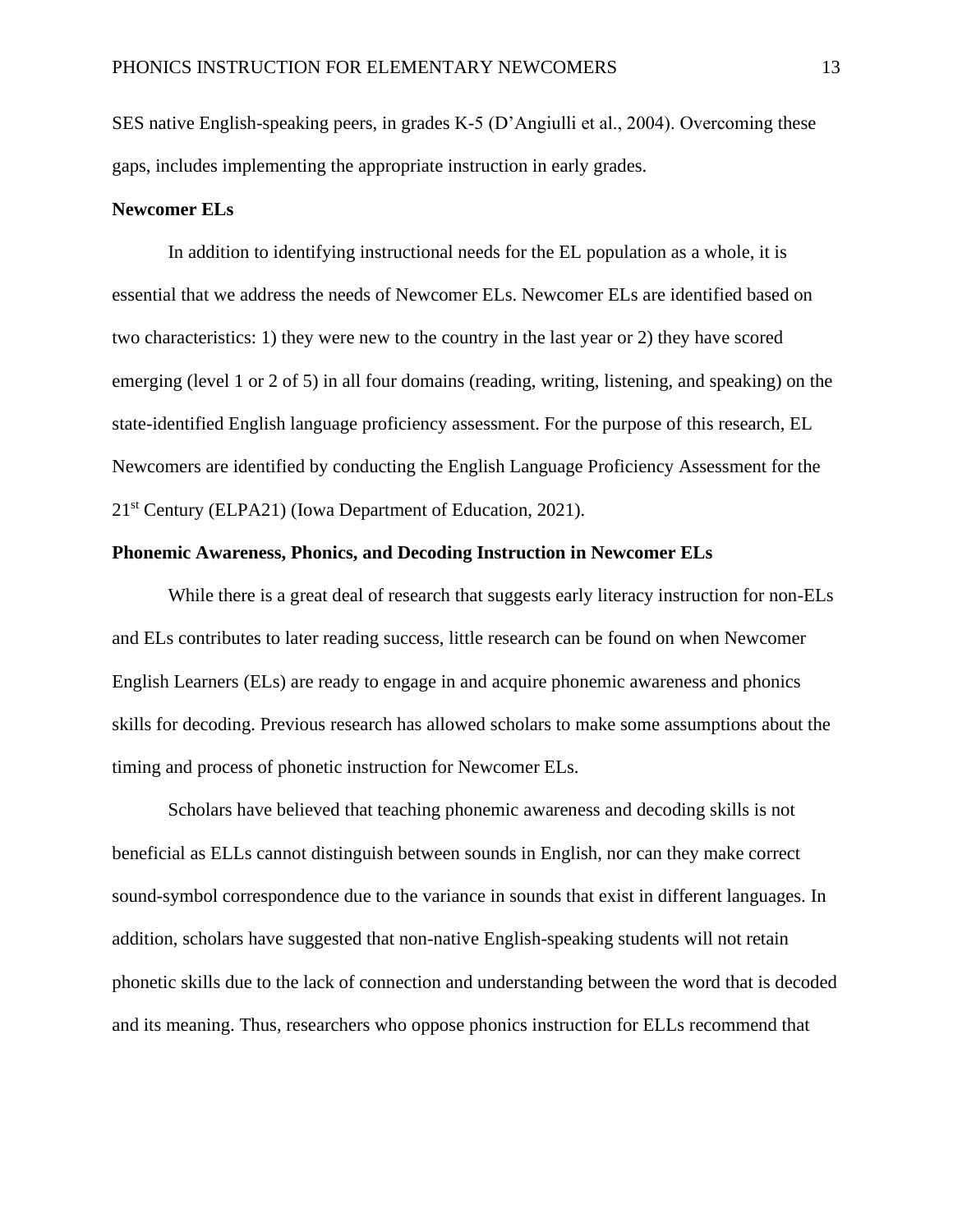SES native English-speaking peers, in grades K-5 (D'Angiulli et al., 2004). Overcoming these gaps, includes implementing the appropriate instruction in early grades.

### Newcomer ELs

In addition to identifying instructional needs for the EL population as a whole, it is essential that we address the needs of Newcomer ELs. Newcomer ELs are identified based on two characteristics: 1) they were new to the country in the last year or 2) they have scored emerging (level 1 or 2 of 5) in all four domains (reading, writing, listening, and speaking) on the state-identified English language proficiency assessment. For the purpose of this research, EL Newcomers are identified by conducting the English Language Proficiency Assessment for the 21st Century (ELPA21) (Iowa Department of Education, 2021).

### Phonemic Awareness, Phonics, and Decoding Instruction in Newcomer ELs

While there is a great deal of research that suggests early literacy instruction for non-ELs and ELs contributes to later reading success, little research can be found on when Newcomer English Learners (ELs) are ready to engage in and acquire phonemic awareness and phonics skills for decoding. Previous research has allowed scholars to make some assumptions about the timing and process of phonetic instruction for Newcomer ELs.

Scholars have believed that teaching phonemic awareness and decoding skills is not beneficial as ELLs cannot distinguish between sounds in English, nor can they make correct sound-symbol correspondence due to the variance in sounds that exist in different languages. In addition, scholars have suggested that non-native English-speaking students will not retain phonetic skills due to the lack of connection and understanding between the word that is decoded and its meaning. Thus, researchers who oppose phonics instruction for ELLs recommend that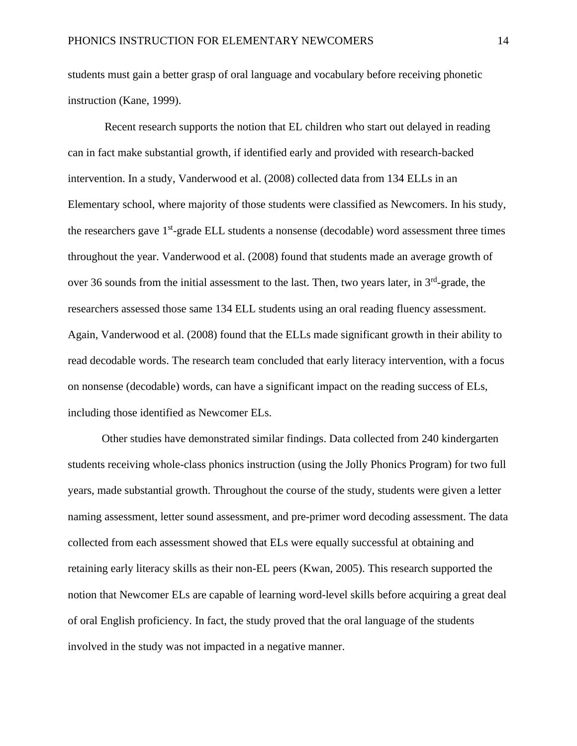students must gain a better grasp of oral language and vocabulary before receiving phonetic instruction (Kane, 1999).

Recent research supports the notion that EL children who start out delayed in reading can in fact make substantial growth, if identified early and provided with research-backed intervention. In a study, Vanderwood et al. (2008) collected data from 134 ELLs in an Elementary school, where majority of those students were classified as Newcomers. In his study, the researchers gave 1st-grade ELL students a nonsense (decodable) word assessment three times throughout the year. Vanderwood et al. (2008) found that students made an average growth of over 36 sounds from the initial assessment to the last. Then, two years later, in 3rd-grade, the researchers assessed those same 134 ELL students using an oral reading fluency assessment. Again, Vanderwood et al. (2008) found that the ELLs made significant growth in their ability to read decodable words. The research team concluded that early literacy intervention, with a focus on nonsense (decodable) words, can have a significant impact on the reading success of ELs, including those identified as Newcomer ELs.

Other studies have demonstrated similar findings. Data collected from 240 kindergarten students receiving whole-class phonics instruction (using the Jolly Phonics Program) for two full years, made substantial growth. Throughout the course of the study, students were given a letter naming assessment, letter sound assessment, and pre-primer word decoding assessment. The data collected from each assessment showed that ELs were equally successful at obtaining and retaining early literacy skills as their non-EL peers (Kwan, 2005). This research supported the notion that Newcomer ELs are capable of learning word-level skills before acquiring a great deal of oral English proficiency. In fact, the study proved that the oral language of the students involved in the study was not impacted in a negative manner.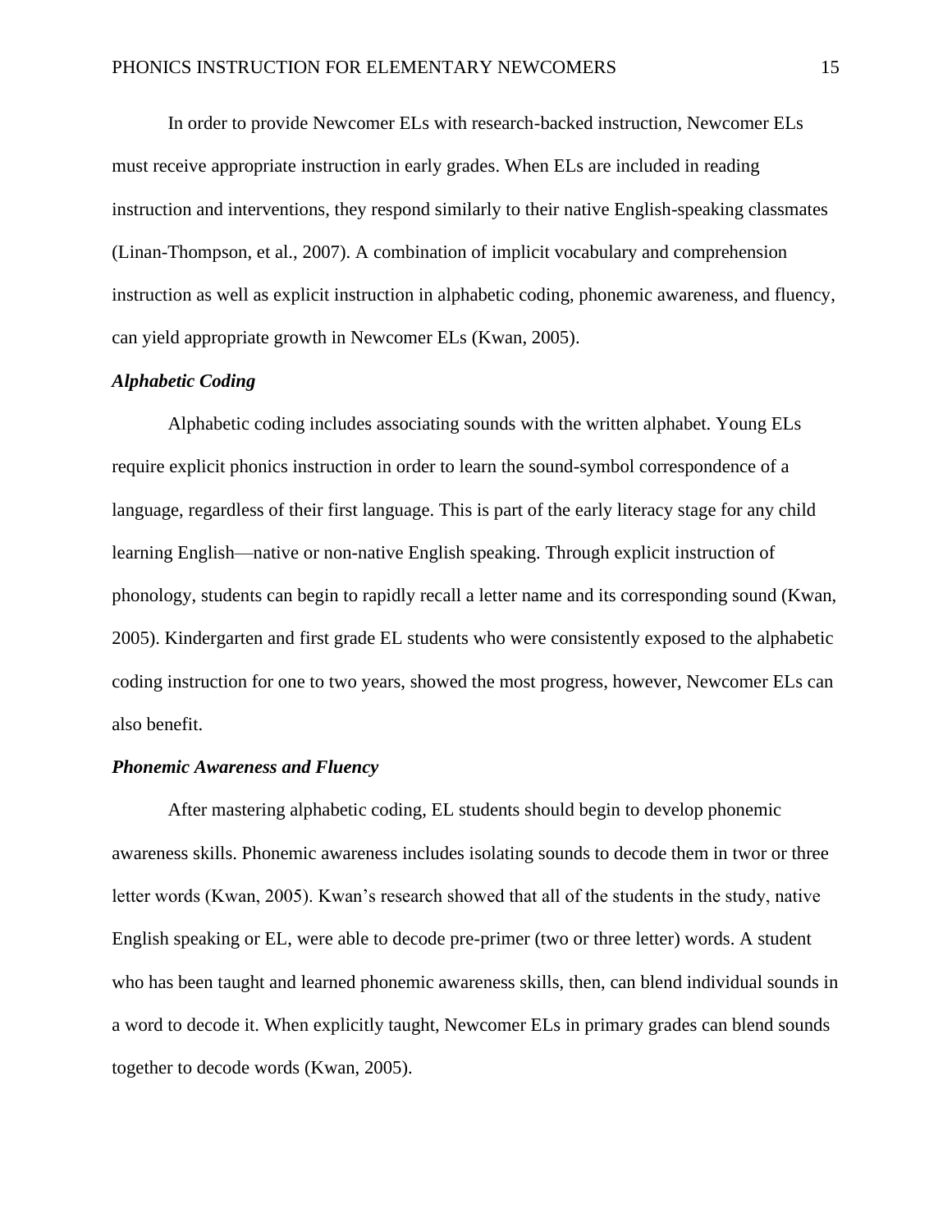In order to provide Newcomer ELs with research-backed instruction, Newcomer ELs must receive appropriate instruction in early grades. When ELs are included in reading instruction and interventions, they respond similarly to their native English-speaking classmates (Linan-Thompson, et al., 2007). A combination of implicit vocabulary and comprehension instruction as well as explicit instruction in alphabetic coding, phonemic awareness, and fluency, can yield appropriate growth in Newcomer ELs (Kwan, 2005).

### *Alphabetic Coding*

Alphabetic coding includes associating sounds with the written alphabet. Young ELs require explicit phonics instruction in order to learn the sound-symbol correspondence of a language, regardless of their first language. This is part of the early literacy stage for any child learning English—native or non-native English speaking. Through explicit instruction of phonology, students can begin to rapidly recall a letter name and its corresponding sound (Kwan, 2005). Kindergarten and first grade EL students who were consistently exposed to the alphabetic coding instruction for one to two years, showed the most progress, however, Newcomer ELs can also benefit.

### *Phonemic Awareness and Fluency*

After mastering alphabetic coding, EL students should begin to develop phonemic awareness skills. Phonemic awareness includes isolating sounds to decode them in twor or three letter words (Kwan, 2005). Kwan's research showed that all of the students in the study, native English speaking or EL, were able to decode pre-primer (two or three letter) words. A student who has been taught and learned phonemic awareness skills, then, can blend individual sounds in a word to decode it. When explicitly taught, Newcomer ELs in primary grades can blend sounds together to decode words (Kwan, 2005).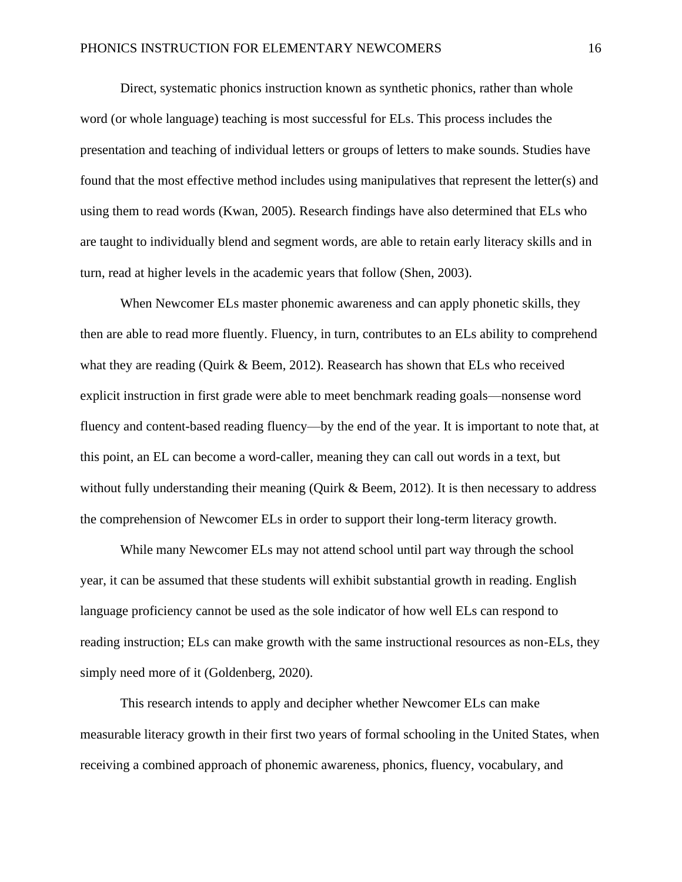Direct, systematic phonics instruction known as synthetic phonics, rather than whole word (or whole language) teaching is most successful for ELs. This process includes the presentation and teaching of individual letters or groups of letters to make sounds. Studies have found that the most effective method includes using manipulatives that represent the letter(s) and using them to read words (Kwan, 2005). Research findings have also determined that ELs who are taught to individually blend and segment words, are able to retain early literacy skills and in turn, read at higher levels in the academic years that follow (Shen, 2003).

When Newcomer ELs master phonemic awareness and can apply phonetic skills, they then are able to read more fluently. Fluency, in turn, contributes to an ELs ability to comprehend what they are reading (Quirk & Beem, 2012). Reasearch has shown that ELs who received explicit instruction in first grade were able to meet benchmark reading goals—nonsense word fluency and content-based reading fluency—by the end of the year. It is important to note that, at this point, an EL can become a word-caller, meaning they can call out words in a text, but without fully understanding their meaning (Quirk & Beem, 2012). It is then necessary to address the comprehension of Newcomer ELs in order to support their long-term literacy growth.

While many Newcomer ELs may not attend school until part way through the school year, it can be assumed that these students will exhibit substantial growth in reading. English language proficiency cannot be used as the sole indicator of how well ELs can respond to reading instruction; ELs can make growth with the same instructional resources as non-ELs, they simply need more of it (Goldenberg, 2020).

This research intends to apply and decipher whether Newcomer ELs can make measurable literacy growth in their first two years of formal schooling in the United States, when receiving a combined approach of phonemic awareness, phonics, fluency, vocabulary, and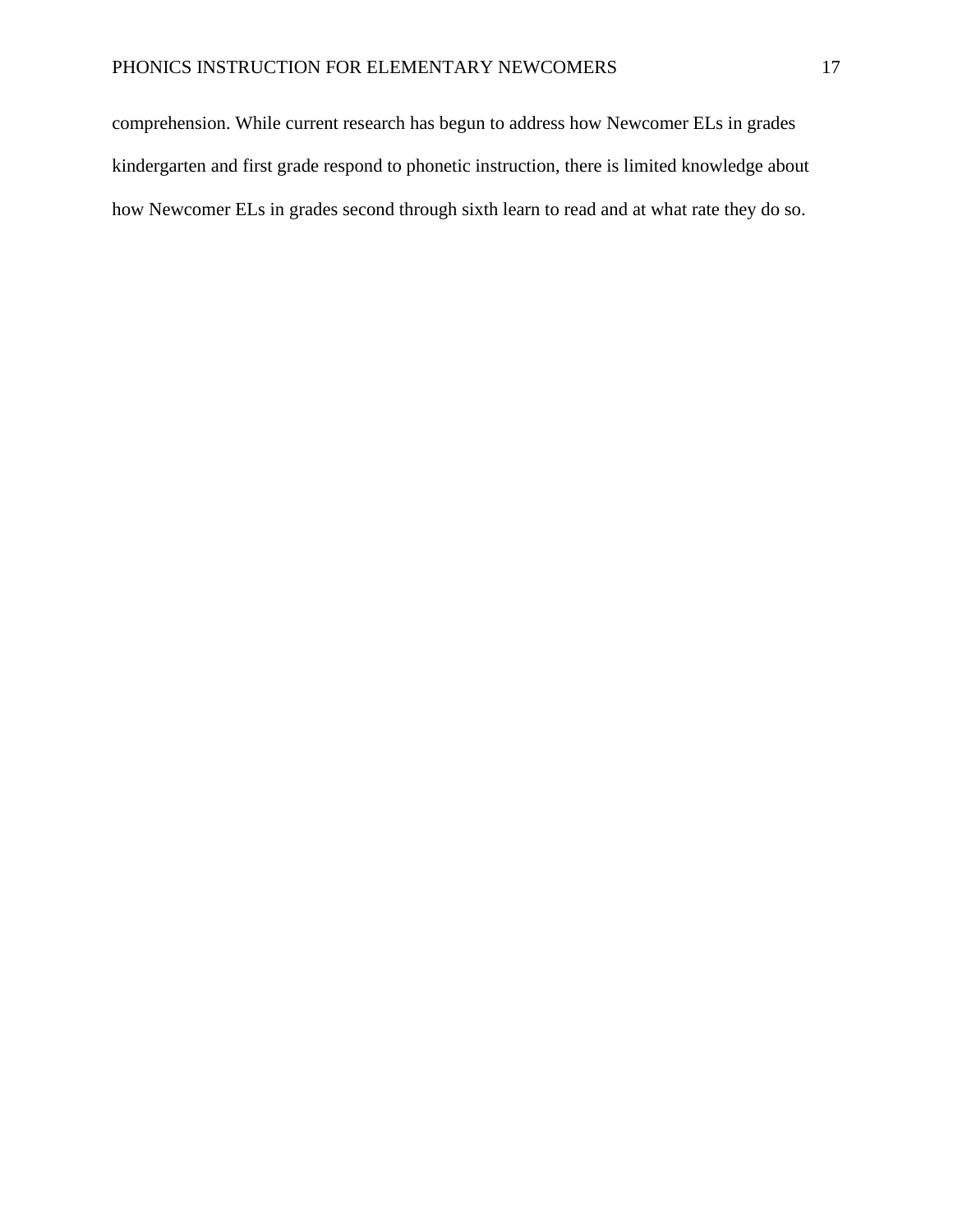comprehension. While current research has begun to address how Newcomer ELs in grades kindergarten and first grade respond to phonetic instruction, there is limited knowledge about how Newcomer ELs in grades second through sixth learn to read and at what rate they do so.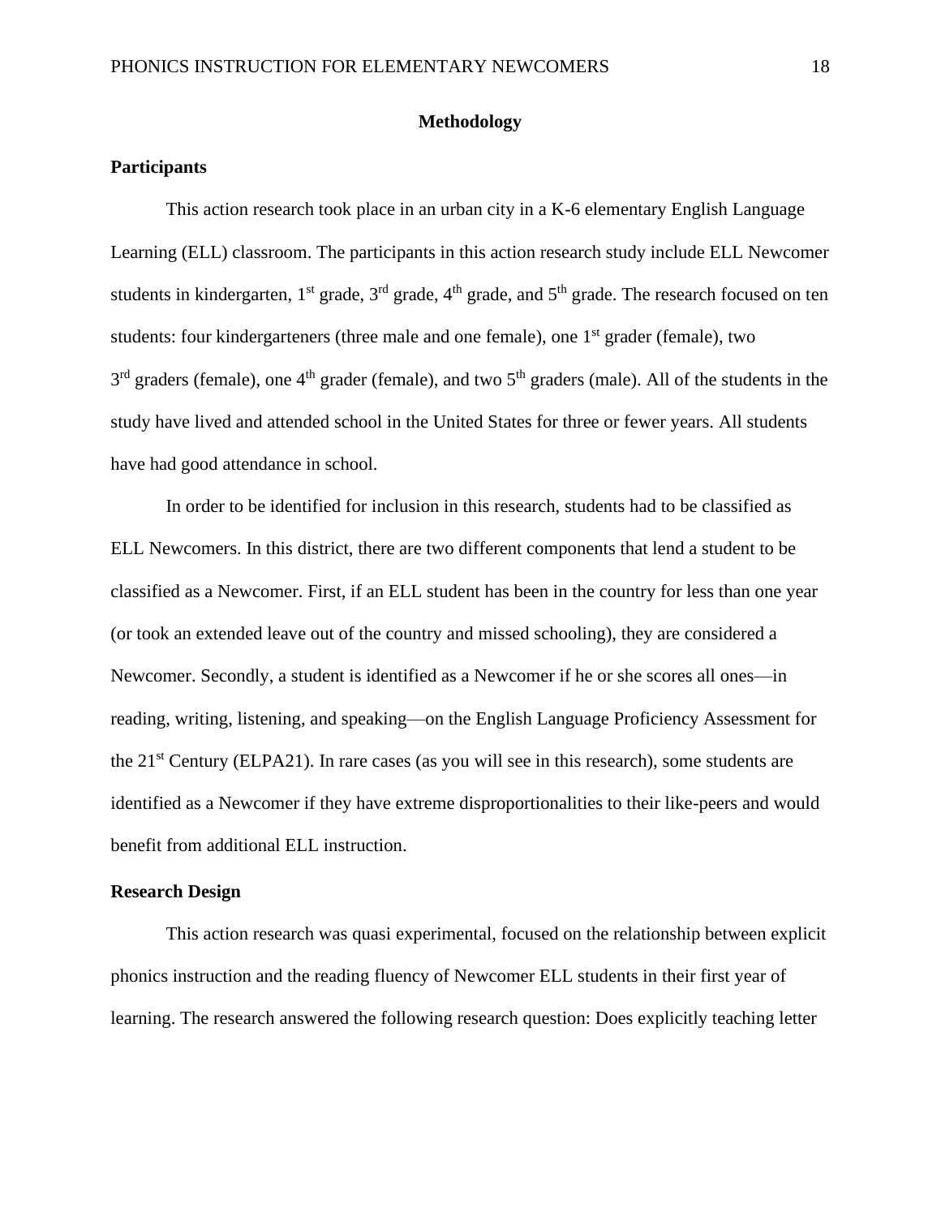# Methodology

## Participants

This action research took place in an urban city in a K-6 elementary English Language Learning (ELL) classroom. The participants in this action research study include ELL Newcomer students in kindergarten, 1st grade, 3rd grade, 4th grade, and 5th grade. The research focused on ten students: four kindergarteners (three male and one female), one 1st grader (female), two 3rd graders (female), one 4th grader (female), and two 5th graders (male). All of the students in the study have lived and attended school in the United States for three or fewer years. All students have had good attendance in school.

In order to be identified for inclusion in this research, students had to be classified as ELL Newcomers. In this district, there are two different components that lend a student to be classified as a Newcomer. First, if an ELL student has been in the country for less than one year (or took an extended leave out of the country and missed schooling), they are considered a Newcomer. Secondly, a student is identified as a Newcomer if he or she scores all ones—in reading, writing, listening, and speaking—on the English Language Proficiency Assessment for the 21st Century (ELPA21). In rare cases (as you will see in this research), some students are identified as a Newcomer if they have extreme disproportionalities to their like-peers and would benefit from additional ELL instruction.

## Research Design

This action research was quasi experimental, focused on the relationship between explicit phonics instruction and the reading fluency of Newcomer ELL students in their first year of learning. The research answered the following research question: Does explicitly teaching letter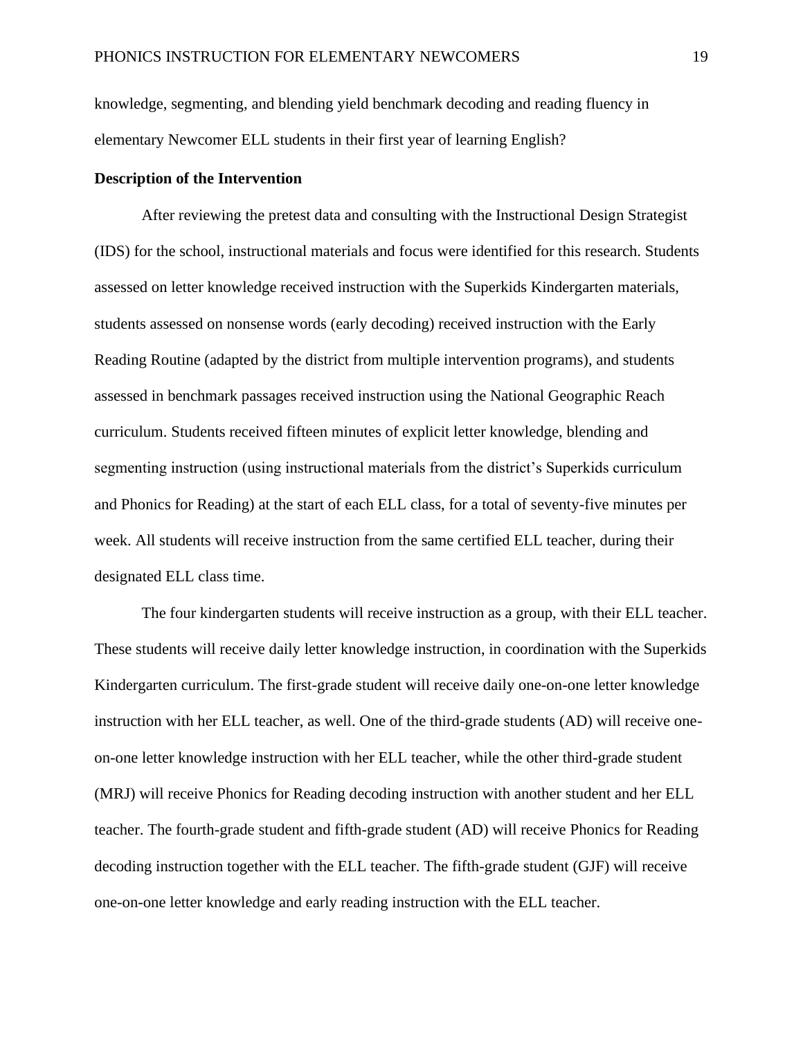knowledge, segmenting, and blending yield benchmark decoding and reading fluency in elementary Newcomer ELL students in their first year of learning English?

**Description of the Intervention**

After reviewing the pretest data and consulting with the Instructional Design Strategist (IDS) for the school, instructional materials and focus were identified for this research. Students assessed on letter knowledge received instruction with the Superkids Kindergarten materials, students assessed on nonsense words (early decoding) received instruction with the Early Reading Routine (adapted by the district from multiple intervention programs), and students assessed in benchmark passages received instruction using the National Geographic Reach curriculum. Students received fifteen minutes of explicit letter knowledge, blending and segmenting instruction (using instructional materials from the district's Superkids curriculum and Phonics for Reading) at the start of each ELL class, for a total of seventy-five minutes per week. All students will receive instruction from the same certified ELL teacher, during their designated ELL class time.

The four kindergarten students will receive instruction as a group, with their ELL teacher. These students will receive daily letter knowledge instruction, in coordination with the Superkids Kindergarten curriculum. The first-grade student will receive daily one-on-one letter knowledge instruction with her ELL teacher, as well. One of the third-grade students (AD) will receive one-on-one letter knowledge instruction with her ELL teacher, while the other third-grade student (MRJ) will receive Phonics for Reading decoding instruction with another student and her ELL teacher. The fourth-grade student and fifth-grade student (AD) will receive Phonics for Reading decoding instruction together with the ELL teacher. The fifth-grade student (GJF) will receive one-on-one letter knowledge and early reading instruction with the ELL teacher.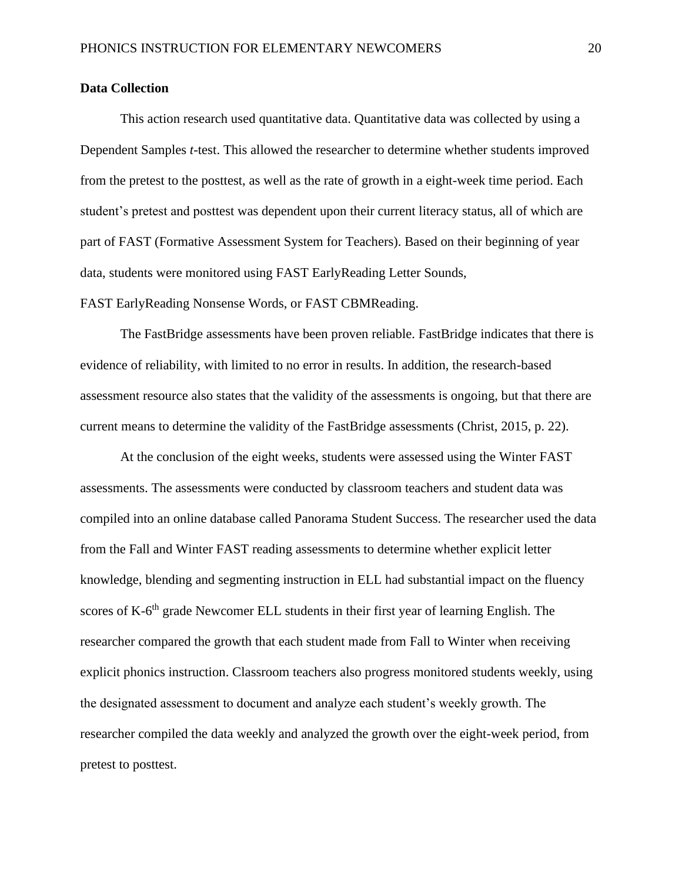## Data Collection

This action research used quantitative data. Quantitative data was collected by using a Dependent Samples *t*-test. This allowed the researcher to determine whether students improved from the pretest to the posttest, as well as the rate of growth in a eight-week time period. Each student's pretest and posttest was dependent upon their current literacy status, all of which are part of FAST (Formative Assessment System for Teachers). Based on their beginning of year data, students were monitored using FAST EarlyReading Letter Sounds, FAST EarlyReading Nonsense Words, or FAST CBMReading.

The FastBridge assessments have been proven reliable. FastBridge indicates that there is evidence of reliability, with limited to no error in results. In addition, the research-based assessment resource also states that the validity of the assessments is ongoing, but that there are current means to determine the validity of the FastBridge assessments (Christ, 2015, p. 22).

At the conclusion of the eight weeks, students were assessed using the Winter FAST assessments. The assessments were conducted by classroom teachers and student data was compiled into an online database called Panorama Student Success. The researcher used the data from the Fall and Winter FAST reading assessments to determine whether explicit letter knowledge, blending and segmenting instruction in ELL had substantial impact on the fluency scores of K-6th grade Newcomer ELL students in their first year of learning English. The researcher compared the growth that each student made from Fall to Winter when receiving explicit phonics instruction. Classroom teachers also progress monitored students weekly, using the designated assessment to document and analyze each student's weekly growth. The researcher compiled the data weekly and analyzed the growth over the eight-week period, from pretest to posttest.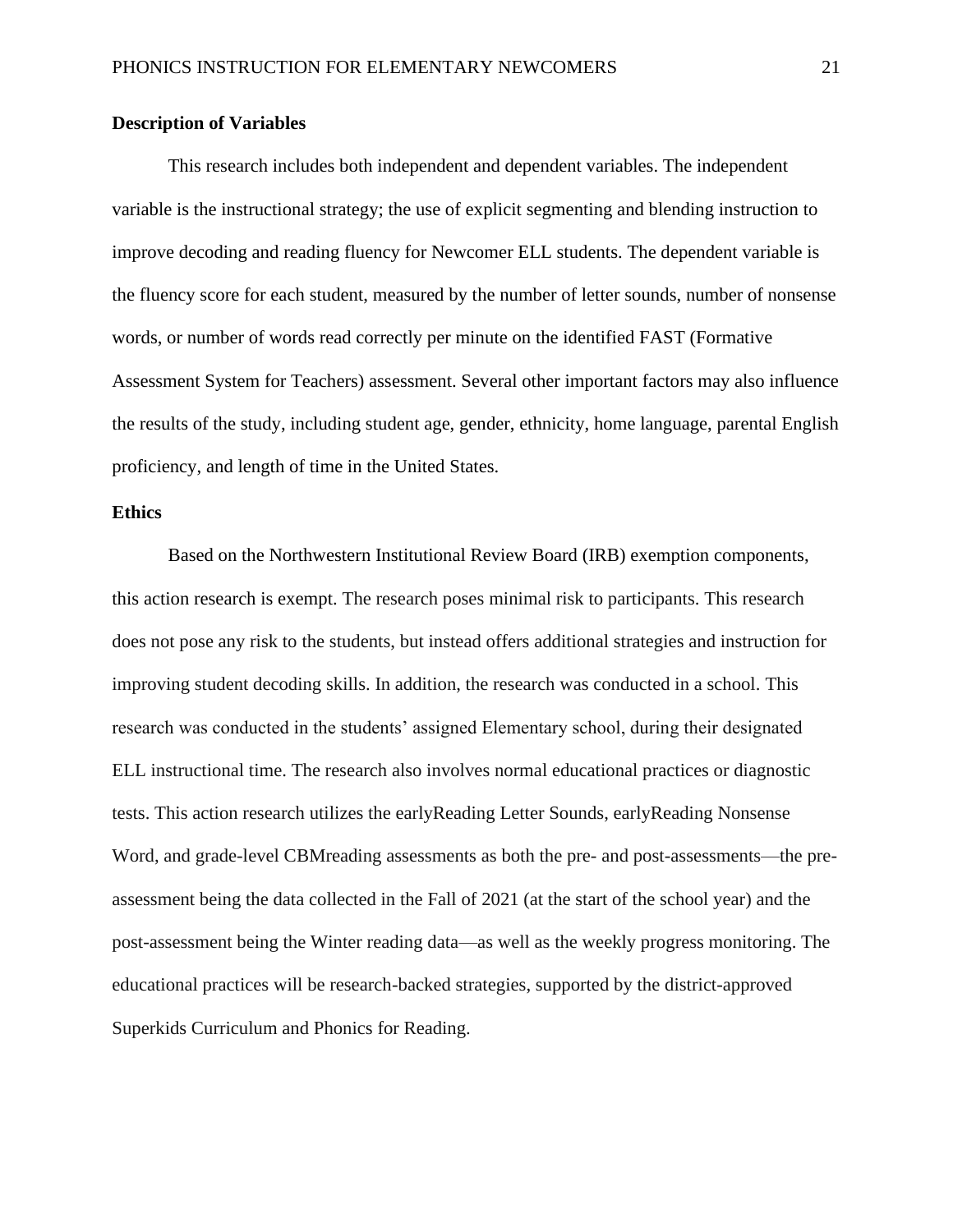### Description of Variables

This research includes both independent and dependent variables. The independent variable is the instructional strategy; the use of explicit segmenting and blending instruction to improve decoding and reading fluency for Newcomer ELL students. The dependent variable is the fluency score for each student, measured by the number of letter sounds, number of nonsense words, or number of words read correctly per minute on the identified FAST (Formative Assessment System for Teachers) assessment. Several other important factors may also influence the results of the study, including student age, gender, ethnicity, home language, parental English proficiency, and length of time in the United States.

### Ethics

Based on the Northwestern Institutional Review Board (IRB) exemption components, this action research is exempt. The research poses minimal risk to participants. This research does not pose any risk to the students, but instead offers additional strategies and instruction for improving student decoding skills. In addition, the research was conducted in a school. This research was conducted in the students' assigned Elementary school, during their designated ELL instructional time. The research also involves normal educational practices or diagnostic tests. This action research utilizes the earlyReading Letter Sounds, earlyReading Nonsense Word, and grade-level CBMreading assessments as both the pre- and post-assessments—the pre-assessment being the data collected in the Fall of 2021 (at the start of the school year) and the post-assessment being the Winter reading data—as well as the weekly progress monitoring. The educational practices will be research-backed strategies, supported by the district-approved Superkids Curriculum and Phonics for Reading.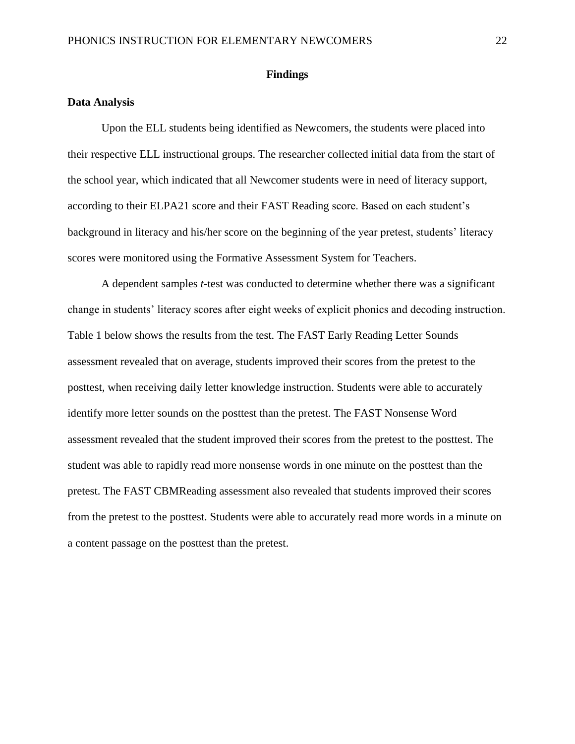## Findings

### Data Analysis

Upon the ELL students being identified as Newcomers, the students were placed into their respective ELL instructional groups. The researcher collected initial data from the start of the school year, which indicated that all Newcomer students were in need of literacy support, according to their ELPA21 score and their FAST Reading score. Based on each student's background in literacy and his/her score on the beginning of the year pretest, students' literacy scores were monitored using the Formative Assessment System for Teachers.

A dependent samples *t*-test was conducted to determine whether there was a significant change in students' literacy scores after eight weeks of explicit phonics and decoding instruction. Table 1 below shows the results from the test. The FAST Early Reading Letter Sounds assessment revealed that on average, students improved their scores from the pretest to the posttest, when receiving daily letter knowledge instruction. Students were able to accurately identify more letter sounds on the posttest than the pretest. The FAST Nonsense Word assessment revealed that the student improved their scores from the pretest to the posttest. The student was able to rapidly read more nonsense words in one minute on the posttest than the pretest. The FAST CBMReading assessment also revealed that students improved their scores from the pretest to the posttest. Students were able to accurately read more words in a minute on a content passage on the posttest than the pretest.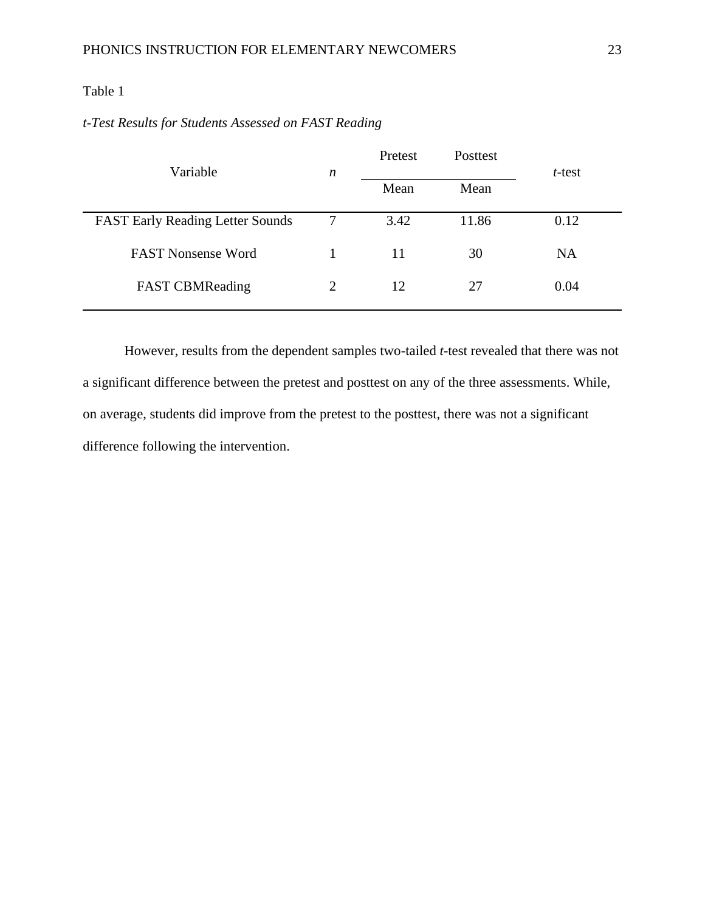Table 1

*t-Test Results for Students Assessed on FAST Reading*

| Variable | *n* | Pretest | Posttest | *t*-test |
|---|---|---|---|---|
| | | Mean | Mean | |
| FAST Early Reading Letter Sounds | 7 | 3.42 | 11.86 | 0.12 |
| FAST Nonsense Word | 1 | 11 | 30 | NA |
| FAST CBMReading | 2 | 12 | 27 | 0.04 |

However, results from the dependent samples two-tailed *t*-test revealed that there was not a significant difference between the pretest and posttest on any of the three assessments. While, on average, students did improve from the pretest to the posttest, there was not a significant difference following the intervention.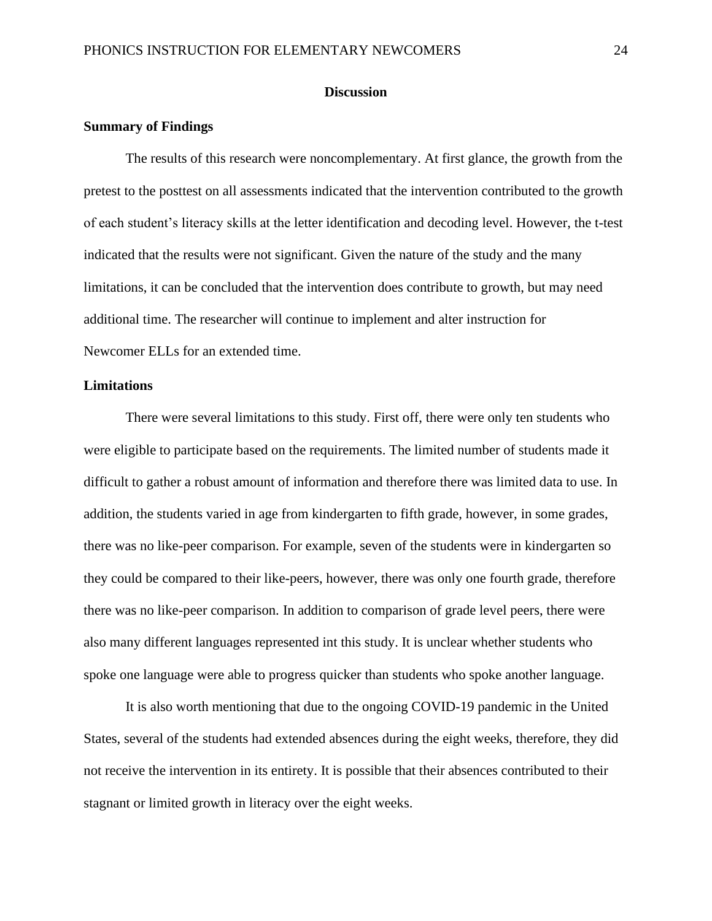# Discussion

## Summary of Findings

The results of this research were noncomplementary. At first glance, the growth from the pretest to the posttest on all assessments indicated that the intervention contributed to the growth of each student's literacy skills at the letter identification and decoding level. However, the t-test indicated that the results were not significant. Given the nature of the study and the many limitations, it can be concluded that the intervention does contribute to growth, but may need additional time. The researcher will continue to implement and alter instruction for Newcomer ELLs for an extended time.

## Limitations

There were several limitations to this study. First off, there were only ten students who were eligible to participate based on the requirements. The limited number of students made it difficult to gather a robust amount of information and therefore there was limited data to use. In addition, the students varied in age from kindergarten to fifth grade, however, in some grades, there was no like-peer comparison. For example, seven of the students were in kindergarten so they could be compared to their like-peers, however, there was only one fourth grade, therefore there was no like-peer comparison. In addition to comparison of grade level peers, there were also many different languages represented int this study. It is unclear whether students who spoke one language were able to progress quicker than students who spoke another language.

It is also worth mentioning that due to the ongoing COVID-19 pandemic in the United States, several of the students had extended absences during the eight weeks, therefore, they did not receive the intervention in its entirety. It is possible that their absences contributed to their stagnant or limited growth in literacy over the eight weeks.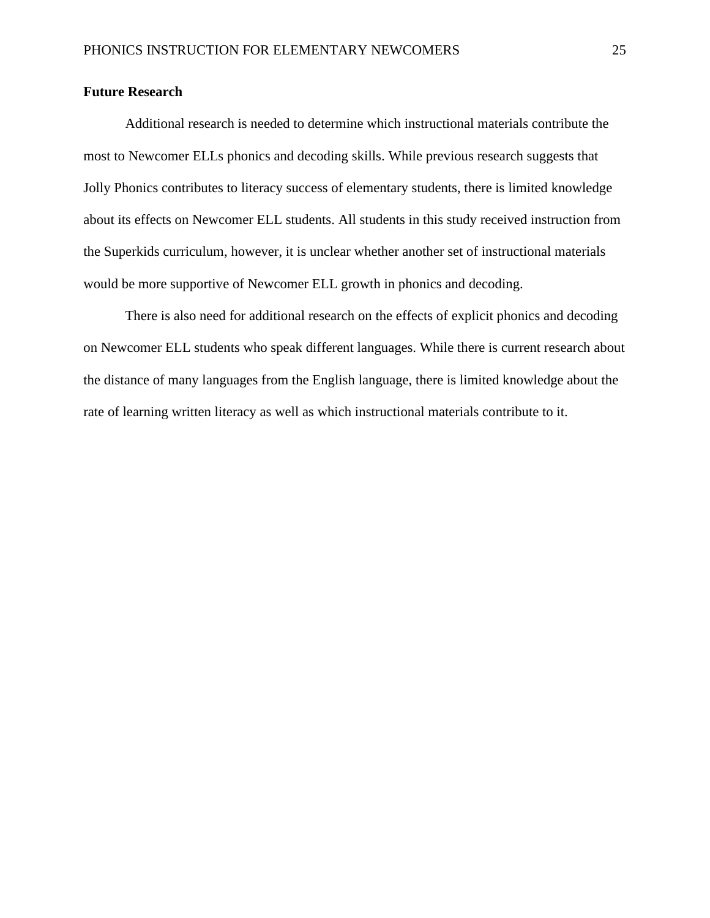## Future Research

Additional research is needed to determine which instructional materials contribute the most to Newcomer ELLs phonics and decoding skills. While previous research suggests that Jolly Phonics contributes to literacy success of elementary students, there is limited knowledge about its effects on Newcomer ELL students. All students in this study received instruction from the Superkids curriculum, however, it is unclear whether another set of instructional materials would be more supportive of Newcomer ELL growth in phonics and decoding.

There is also need for additional research on the effects of explicit phonics and decoding on Newcomer ELL students who speak different languages. While there is current research about the distance of many languages from the English language, there is limited knowledge about the rate of learning written literacy as well as which instructional materials contribute to it.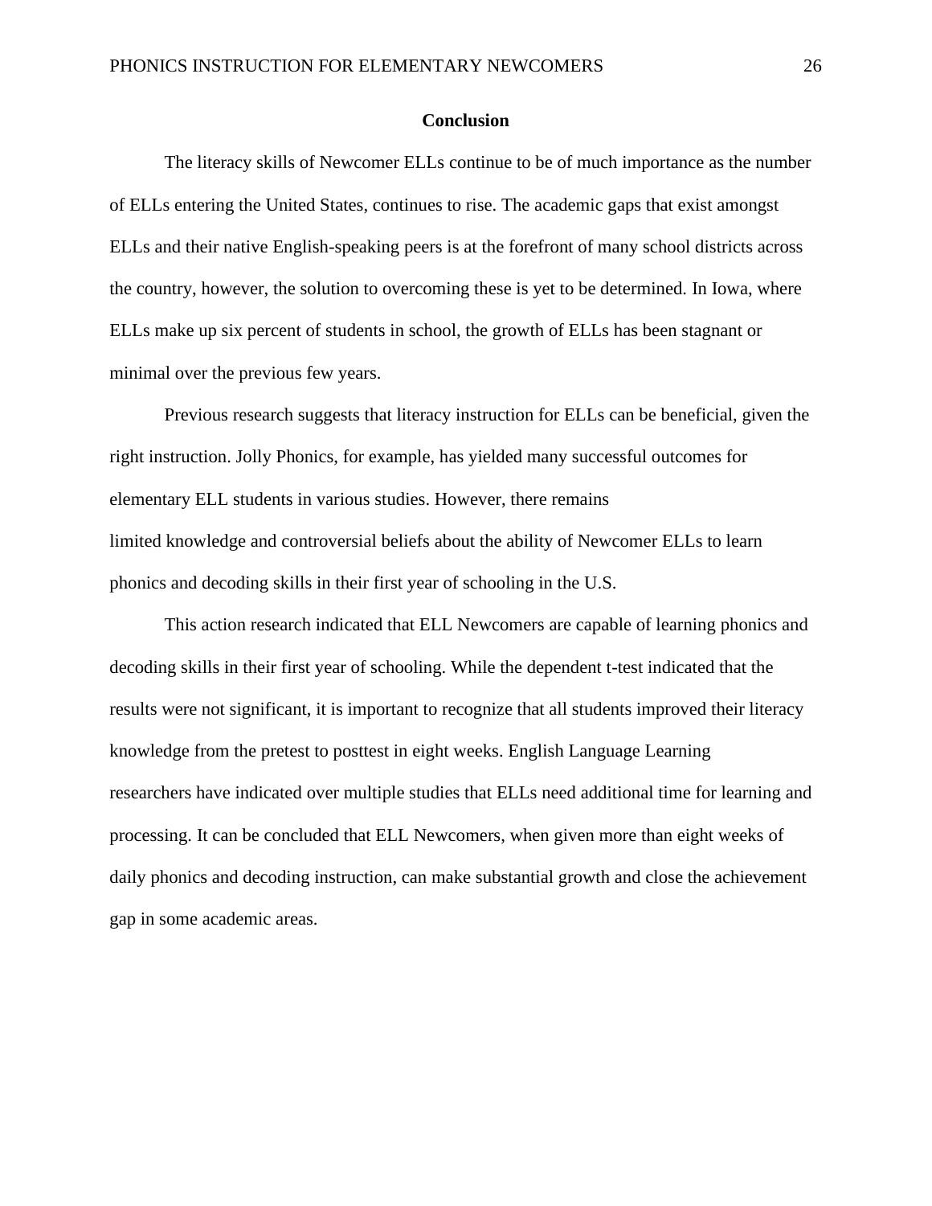## Conclusion

The literacy skills of Newcomer ELLs continue to be of much importance as the number of ELLs entering the United States, continues to rise. The academic gaps that exist amongst ELLs and their native English-speaking peers is at the forefront of many school districts across the country, however, the solution to overcoming these is yet to be determined. In Iowa, where ELLs make up six percent of students in school, the growth of ELLs has been stagnant or minimal over the previous few years.

Previous research suggests that literacy instruction for ELLs can be beneficial, given the right instruction. Jolly Phonics, for example, has yielded many successful outcomes for elementary ELL students in various studies. However, there remains limited knowledge and controversial beliefs about the ability of Newcomer ELLs to learn phonics and decoding skills in their first year of schooling in the U.S.

This action research indicated that ELL Newcomers are capable of learning phonics and decoding skills in their first year of schooling. While the dependent t-test indicated that the results were not significant, it is important to recognize that all students improved their literacy knowledge from the pretest to posttest in eight weeks. English Language Learning researchers have indicated over multiple studies that ELLs need additional time for learning and processing. It can be concluded that ELL Newcomers, when given more than eight weeks of daily phonics and decoding instruction, can make substantial growth and close the achievement gap in some academic areas.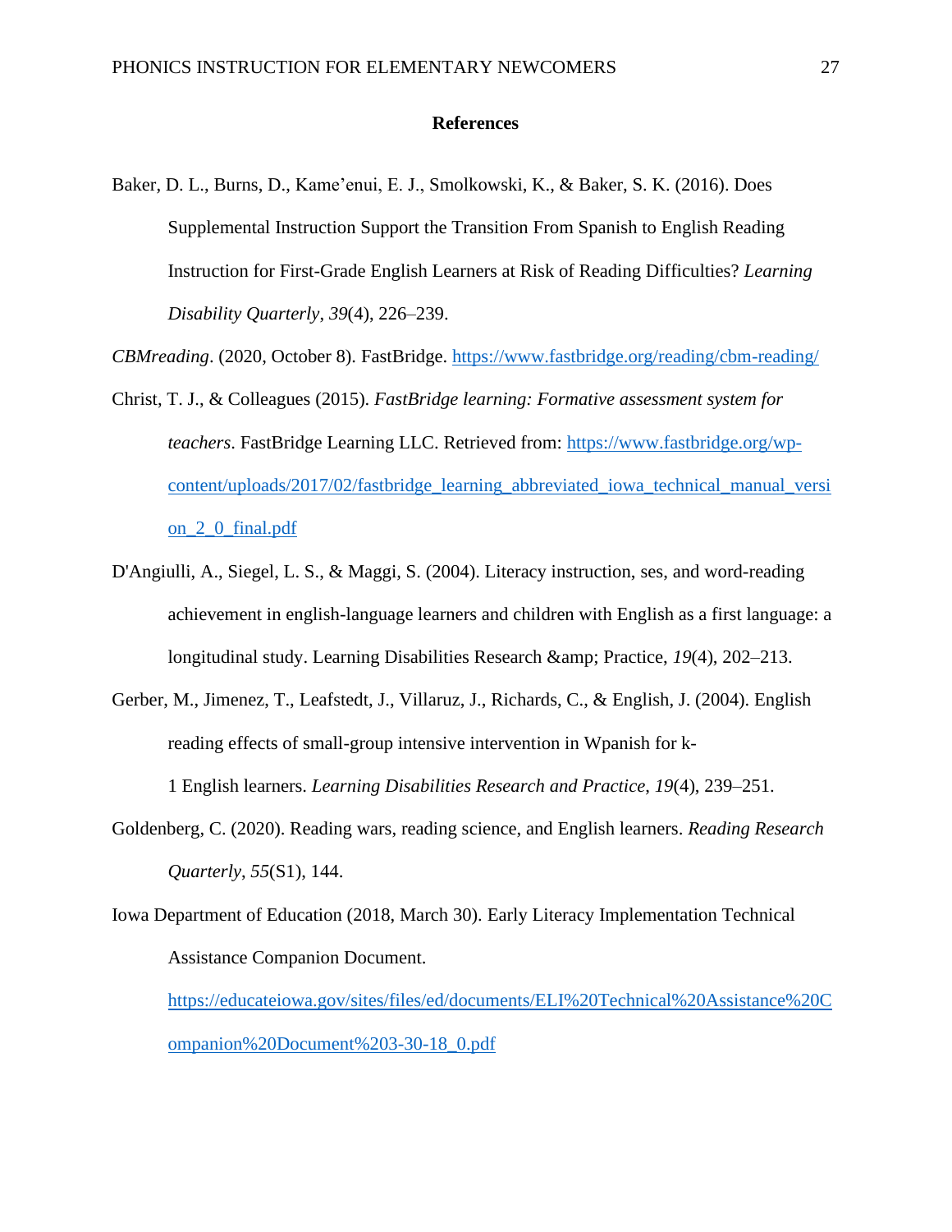# References

Baker, D. L., Burns, D., Kame'enui, E. J., Smolkowski, K., & Baker, S. K. (2016). Does Supplemental Instruction Support the Transition From Spanish to English Reading Instruction for First-Grade English Learners at Risk of Reading Difficulties? *Learning Disability Quarterly*, *39*(4), 226–239.

*CBMreading*. (2020, October 8). FastBridge. https://www.fastbridge.org/reading/cbm-reading/

Christ, T. J., & Colleagues (2015). *FastBridge learning: Formative assessment system for teachers*. FastBridge Learning LLC. Retrieved from: https://www.fastbridge.org/wp-content/uploads/2017/02/fastbridge_learning_abbreviated_iowa_technical_manual_version_2_0_final.pdf

D'Angiulli, A., Siegel, L. S., & Maggi, S. (2004). Literacy instruction, ses, and word-reading achievement in english-language learners and children with English as a first language: a longitudinal study. Learning Disabilities Research &amp; Practice, *19*(4), 202–213.

Gerber, M., Jimenez, T., Leafstedt, J., Villaruz, J., Richards, C., & English, J. (2004). English reading effects of small-group intensive intervention in Wpanish for k-1 English learners. *Learning Disabilities Research and Practice*, *19*(4), 239–251.

Goldenberg, C. (2020). Reading wars, reading science, and English learners. *Reading Research Quarterly*, *55*(S1), 144.

Iowa Department of Education (2018, March 30). Early Literacy Implementation Technical Assistance Companion Document. https://educateiowa.gov/sites/files/ed/documents/ELI%20Technical%20Assistance%20Companion%20Document%203-30-18_0.pdf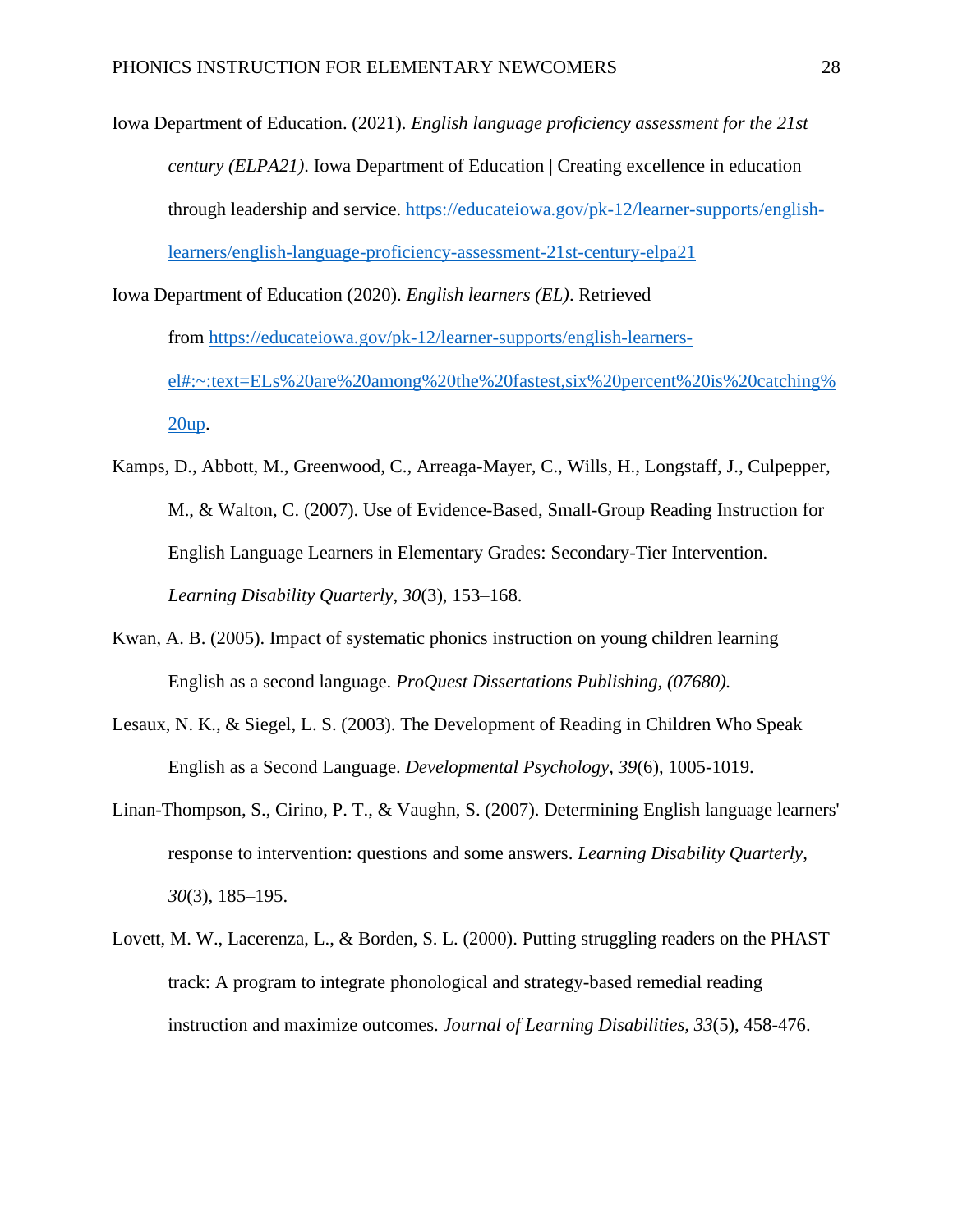Iowa Department of Education. (2021). *English language proficiency assessment for the 21st century (ELPA21)*. Iowa Department of Education | Creating excellence in education through leadership and service. https://educateiowa.gov/pk-12/learner-supports/english-learners/english-language-proficiency-assessment-21st-century-elpa21

Iowa Department of Education (2020). *English learners (EL)*. Retrieved from https://educateiowa.gov/pk-12/learner-supports/english-learners-el#:~:text=ELs%20are%20among%20the%20fastest,six%20percent%20is%20catching%20up.

Kamps, D., Abbott, M., Greenwood, C., Arreaga-Mayer, C., Wills, H., Longstaff, J., Culpepper, M., & Walton, C. (2007). Use of Evidence-Based, Small-Group Reading Instruction for English Language Learners in Elementary Grades: Secondary-Tier Intervention. *Learning Disability Quarterly*, *30*(3), 153–168.

Kwan, A. B. (2005). Impact of systematic phonics instruction on young children learning English as a second language. *ProQuest Dissertations Publishing, (07680).*

Lesaux, N. K., & Siegel, L. S. (2003). The Development of Reading in Children Who Speak English as a Second Language. *Developmental Psychology, 39*(6), 1005-1019.

Linan-Thompson, S., Cirino, P. T., & Vaughn, S. (2007). Determining English language learners' response to intervention: questions and some answers. *Learning Disability Quarterly*, *30*(3), 185–195.

Lovett, M. W., Lacerenza, L., & Borden, S. L. (2000). Putting struggling readers on the PHAST track: A program to integrate phonological and strategy-based remedial reading instruction and maximize outcomes. *Journal of Learning Disabilities, 33*(5), 458-476.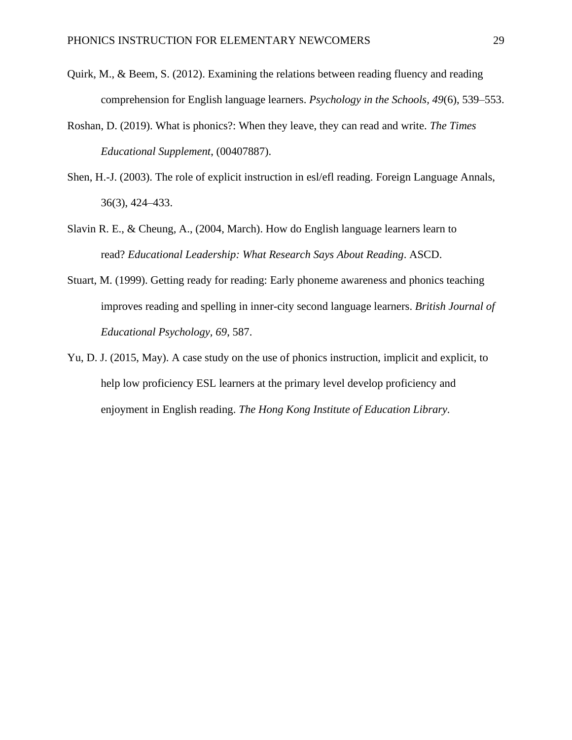Quirk, M., & Beem, S. (2012). Examining the relations between reading fluency and reading comprehension for English language learners. *Psychology in the Schools*, *49*(6), 539–553.

Roshan, D. (2019). What is phonics?: When they leave, they can read and write. *The Times Educational Supplement*, (00407887).

Shen, H.-J. (2003). The role of explicit instruction in esl/efl reading. Foreign Language Annals, 36(3), 424–433.

Slavin R. E., & Cheung, A., (2004, March). How do English language learners learn to read? *Educational Leadership: What Research Says About Reading*. ASCD.

Stuart, M. (1999). Getting ready for reading: Early phoneme awareness and phonics teaching improves reading and spelling in inner-city second language learners. *British Journal of Educational Psychology*, *69*, 587.

Yu, D. J. (2015, May). A case study on the use of phonics instruction, implicit and explicit, to help low proficiency ESL learners at the primary level develop proficiency and enjoyment in English reading. *The Hong Kong Institute of Education Library*.